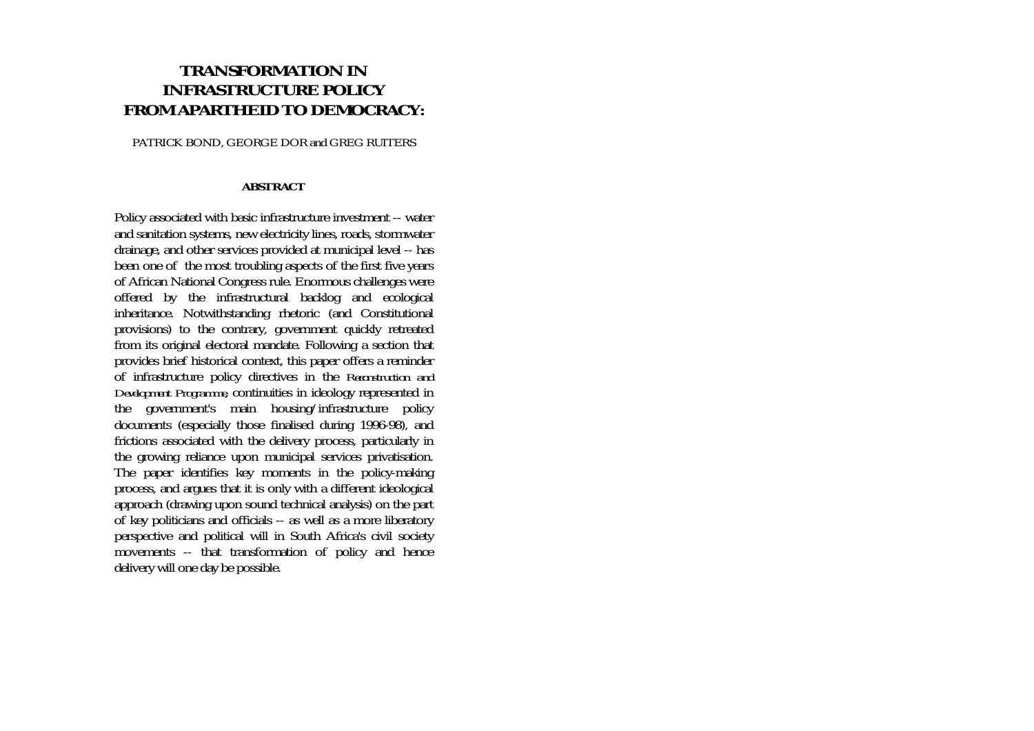# TRANSFORMATION IN INFRASTRUCTURE POLICY FROM APARTHEID TO DEMOCRACY:

PATRICK BOND, GEORGE DOR and GREG RUITERS

**ABSTRACT**

Policy associated with basic infrastructure investment -- water and sanitation systems, new electricity lines, roads, stormwater drainage, and other services provided at municipal level -- has been one of the most troubling aspects of the first five years of African National Congress rule. Enormous challenges were offered by the infrastructural backlog and ecological inheritance. Notwithstanding rhetoric (and Constitutional provisions) to the contrary, government quickly retreated from its original electoral mandate. Following a section that provides brief historical context, this paper offers a reminder of infrastructure policy directives in the *Reconstruction and Development Programme*, continuities in ideology represented in the government's main housing/infrastructure policy documents (especially those finalised during 1996-98), and frictions associated with the delivery process, particularly in the growing reliance upon municipal services privatisation. The paper identifies key moments in the policy-making process, and argues that it is only with a different ideological approach (drawing upon sound technical analysis) on the part of key politicians and officials -- as well as a more liberatory perspective and political will in South Africa's civil society movements -- that transformation of policy and hence delivery will one day be possible.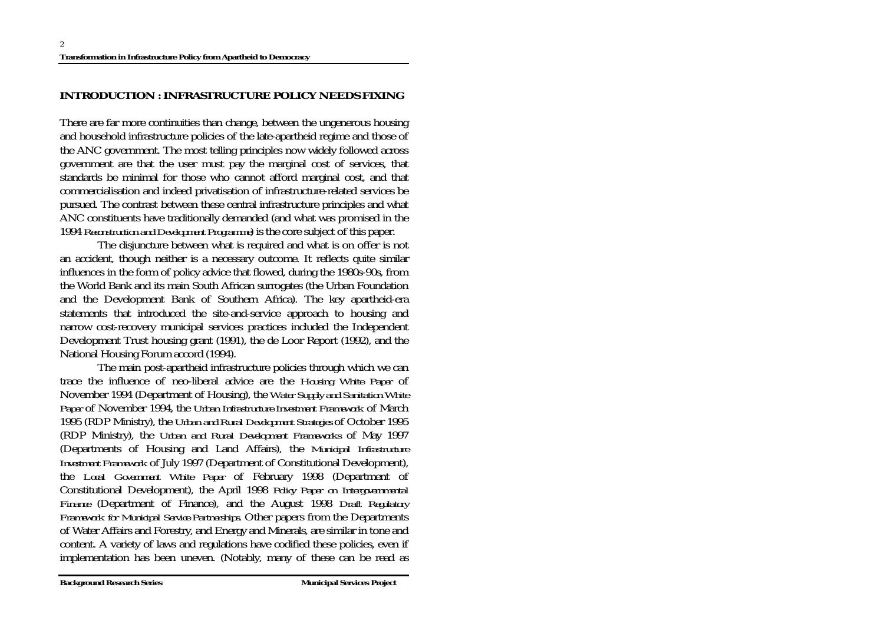## INTRODUCTION : INFRASTRUCTURE POLICY NEEDS FIXING

There are far more continuities than change, between the ungenerous housing and household infrastructure policies of the late-apartheid regime and those of the ANC government. The most telling principles now widely followed across government are that the user must pay the marginal cost of services, that standards be minimal for those who cannot afford marginal cost, and that commercialisation and indeed privatisation of infrastructure-related services be pursued. The contrast between these central infrastructure principles and what ANC constituents have traditionally demanded (and what was promised in the 1994 *Reconstruction and Development Programme*) is the core subject of this paper.

The disjuncture between what is required and what is on offer is not an accident, though neither is a necessary outcome. It reflects quite similar influences in the form of policy advice that flowed, during the 1980s-90s, from the World Bank and its main South African surrogates (the Urban Foundation and the Development Bank of Southern Africa). The key apartheid-era statements that introduced the site-and-service approach to housing and narrow cost-recovery municipal services practices included the Independent Development Trust housing grant (1991), the de Loor Report (1992), and the National Housing Forum accord (1994).

The main post-apartheid infrastructure policies through which we can trace the influence of neo-liberal advice are the *Housing White Paper* of November 1994 (Department of Housing), the *Water Supply and Sanitation White Paper* of November 1994, the *Urban Infrastructure Investment Framework* of March 1995 (RDP Ministry), the *Urban and Rural Development Strategies* of October 1995 (RDP Ministry), the *Urban and Rural Development Frameworks* of May 1997 (Departments of Housing and Land Affairs), the *Municipal Infrastructure Investment Framework* of July 1997 (Department of Constitutional Development), the *Local Government White Paper* of February 1998 (Department of Constitutional Development), the April 1998 *Policy Paper on Intergovernmental Finance* (Department of Finance), and the August 1998 *Draft Regulatory Framework for Municipal Service Partnerships*. Other papers from the Departments of Water Affairs and Forestry, and Energy and Minerals, are similar in tone and content. A variety of laws and regulations have codified these policies, even if implementation has been uneven. (Notably, many of these can be read as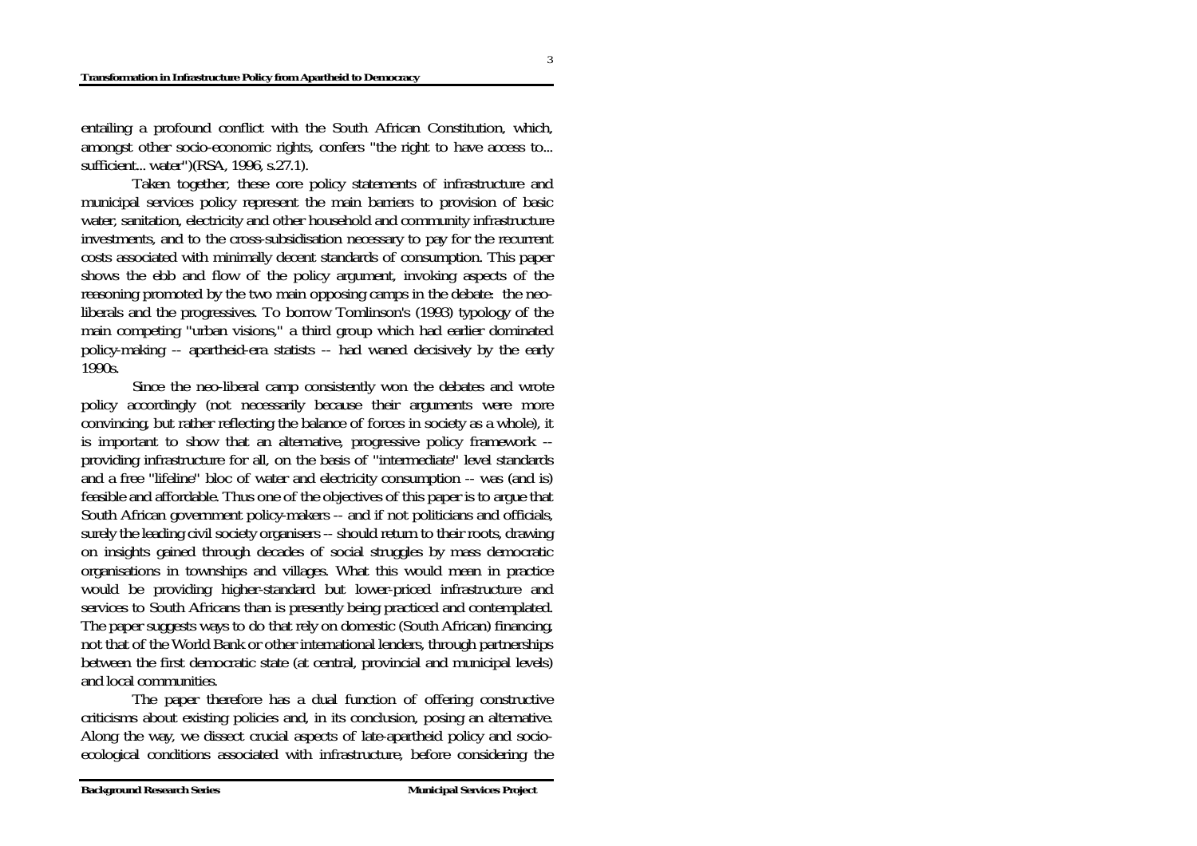entailing a profound conflict with the South African Constitution, which, amongst other socio-economic rights, confers "the right to have access to... sufficient... water")(RSA, 1996, s.27.1).

Taken together, these core policy statements of infrastructure and municipal services policy represent the main barriers to provision of basic water, sanitation, electricity and other household and community infrastructure investments, and to the cross-subsidisation necessary to pay for the recurrent costs associated with minimally decent standards of consumption. This paper shows the ebb and flow of the policy argument, invoking aspects of the reasoning promoted by the two main opposing camps in the debate: the neo-liberals and the progressives. To borrow Tomlinson's (1993) typology of the main competing "urban visions," a third group which had earlier dominated policy-making -- apartheid-era statists -- had waned decisively by the early 1990s.

Since the neo-liberal camp consistently won the debates and wrote policy accordingly (not necessarily because their arguments were more convincing, but rather reflecting the balance of forces in society as a whole), it is important to show that an alternative, progressive policy framework -- providing infrastructure for all, on the basis of "intermediate" level standards and a free "lifeline" bloc of water and electricity consumption -- was (and is) feasible and affordable. Thus one of the objectives of this paper is to argue that South African government policy-makers -- and if not politicians and officials, surely the leading civil society organisers -- should return to their roots, drawing on insights gained through decades of social struggles by mass democratic organisations in townships and villages. What this would mean in practice would be providing higher-standard but lower-priced infrastructure and services to South Africans than is presently being practiced and contemplated. The paper suggests ways to do that rely on domestic (South African) financing, not that of the World Bank or other international lenders, through partnerships between the first democratic state (at central, provincial and municipal levels) and local communities.

The paper therefore has a dual function of offering constructive criticisms about existing policies and, in its conclusion, posing an alternative. Along the way, we dissect crucial aspects of late-apartheid policy and socio-ecological conditions associated with infrastructure, before considering the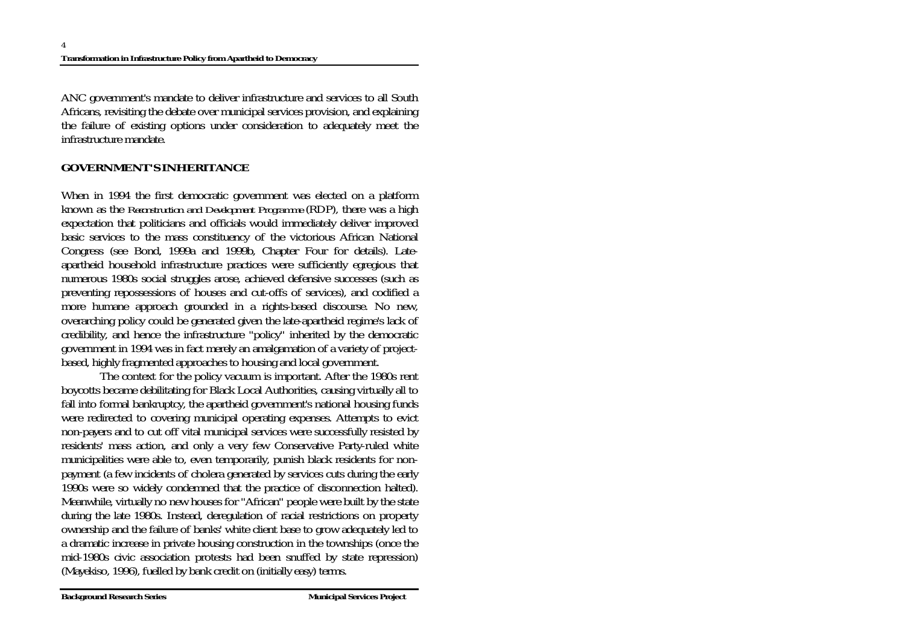ANC government's mandate to deliver infrastructure and services to all South Africans, revisiting the debate over municipal services provision, and explaining the failure of existing options under consideration to adequately meet the infrastructure mandate.

## GOVERNMENT'S INHERITANCE

When in 1994 the first democratic government was elected on a platform known as the *Reconstruction and Development Programme* (RDP), there was a high expectation that politicians and officials would immediately deliver improved basic services to the mass constituency of the victorious African National Congress (see Bond, 1999a and 1999b, Chapter Four for details). Late-apartheid household infrastructure practices were sufficiently egregious that numerous 1980s social struggles arose, achieved defensive successes (such as preventing repossessions of houses and cut-offs of services), and codified a more humane approach grounded in a rights-based discourse. No new, overarching policy could be generated given the late-apartheid regime's lack of credibility, and hence the infrastructure "policy" inherited by the democratic government in 1994 was in fact merely an amalgamation of a variety of project-based, highly fragmented approaches to housing and local government.

The context for the policy vacuum is important. After the 1980s rent boycotts became debilitating for Black Local Authorities, causing virtually all to fall into formal bankruptcy, the apartheid government's national housing funds were redirected to covering municipal operating expenses. Attempts to evict non-payers and to cut off vital municipal services were successfully resisted by residents' mass action, and only a very few Conservative Party-ruled white municipalities were able to, even temporarily, punish black residents for non-payment (a few incidents of cholera generated by services cuts during the early 1990s were so widely condemned that the practice of disconnection halted). Meanwhile, virtually no new houses for "African" people were built by the state during the late 1980s. Instead, deregulation of racial restrictions on property ownership and the failure of banks' white client base to grow adequately led to a dramatic increase in private housing construction in the townships (once the mid-1980s civic association protests had been snuffed by state repression) (Mayekiso, 1996), fuelled by bank credit on (initially easy) terms.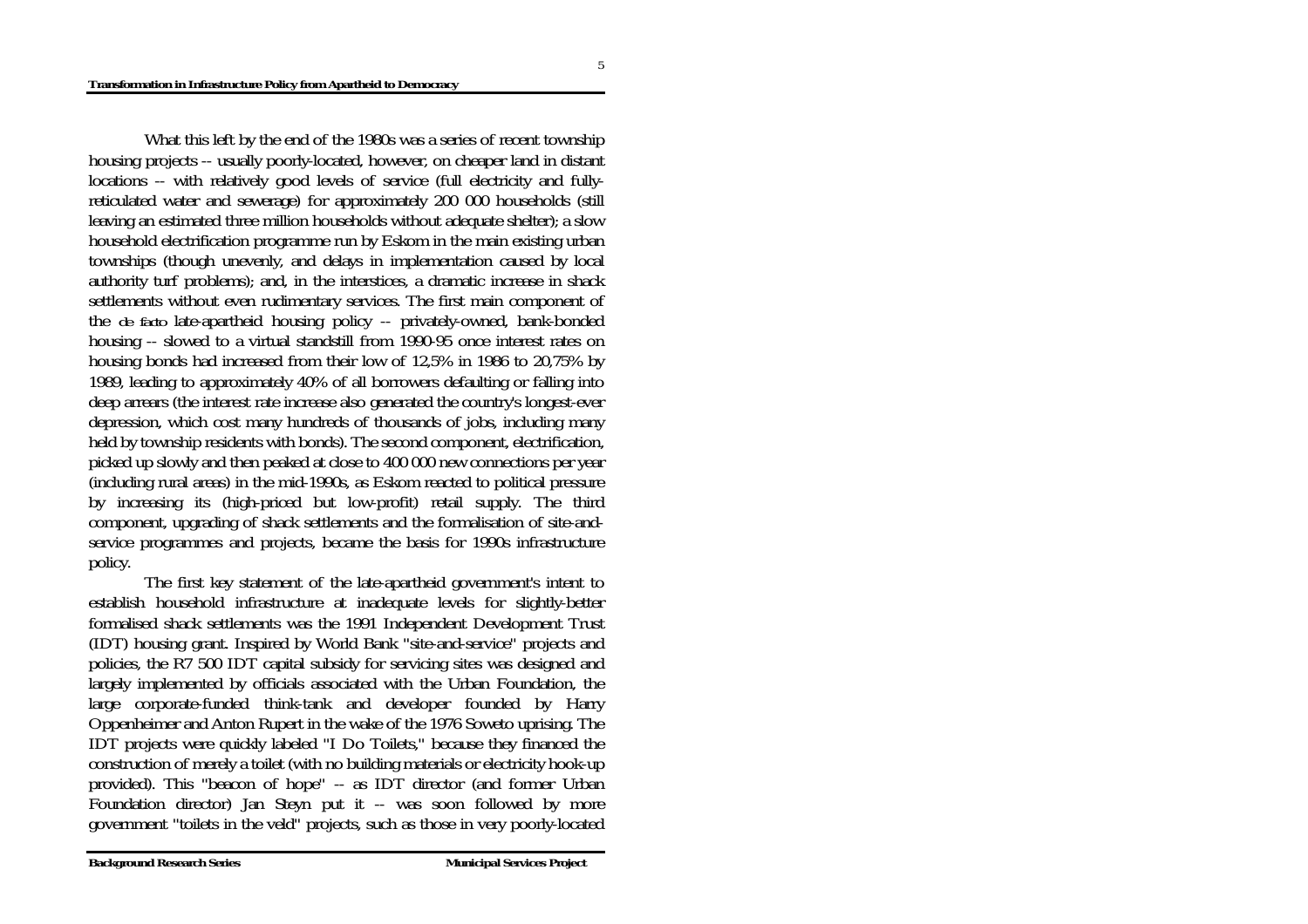What this left by the end of the 1980s was a series of recent township housing projects -- usually poorly-located, however, on cheaper land in distant locations -- with relatively good levels of service (full electricity and fully-reticulated water and sewerage) for approximately 200 000 households (still leaving an estimated three million households without adequate shelter); a slow household electrification programme run by Eskom in the main existing urban townships (though unevenly, and delays in implementation caused by local authority turf problems); and, in the interstices, a dramatic increase in shack settlements without even rudimentary services. The first main component of the *de facto* late-apartheid housing policy -- privately-owned, bank-bonded housing -- slowed to a virtual standstill from 1990-95 once interest rates on housing bonds had increased from their low of 12,5% in 1986 to 20,75% by 1989, leading to approximately 40% of all borrowers defaulting or falling into deep arrears (the interest rate increase also generated the country's longest-ever depression, which cost many hundreds of thousands of jobs, including many held by township residents with bonds). The second component, electrification, picked up slowly and then peaked at close to 400 000 new connections per year (including rural areas) in the mid-1990s, as Eskom reacted to political pressure by increasing its (high-priced but low-profit) retail supply. The third component, upgrading of shack settlements and the formalisation of site-and-service programmes and projects, became the basis for 1990s infrastructure policy.

The first key statement of the late-apartheid government's intent to establish household infrastructure at inadequate levels for slightly-better formalised shack settlements was the 1991 Independent Development Trust (IDT) housing grant. Inspired by World Bank "site-and-service" projects and policies, the R7 500 IDT capital subsidy for servicing sites was designed and largely implemented by officials associated with the Urban Foundation, the large corporate-funded think-tank and developer founded by Harry Oppenheimer and Anton Rupert in the wake of the 1976 Soweto uprising. The IDT projects were quickly labeled "I Do Toilets," because they financed the construction of merely a toilet (with no building materials or electricity hook-up provided). This "beacon of hope" -- as IDT director (and former Urban Foundation director) Jan Steyn put it -- was soon followed by more government "toilets in the veld" projects, such as those in very poorly-located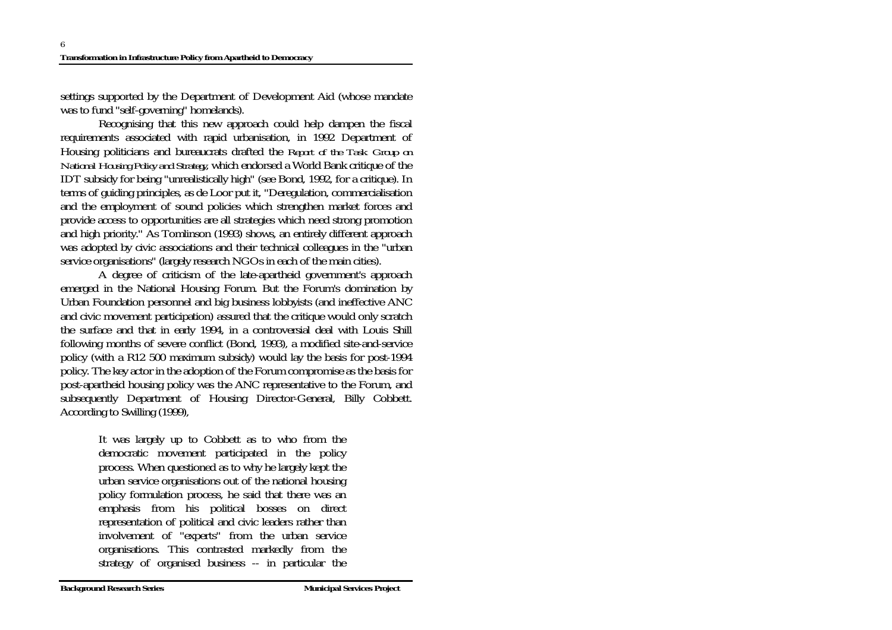settings supported by the Department of Development Aid (whose mandate was to fund "self-governing" homelands).

Recognising that this new approach could help dampen the fiscal requirements associated with rapid urbanisation, in 1992 Department of Housing politicians and bureaucrats drafted the *Report of the Task Group on National Housing Policy and Strategy*, which endorsed a World Bank critique of the IDT subsidy for being "unrealistically high" (see Bond, 1992, for a critique). In terms of guiding principles, as de Loor put it, "Deregulation, commercialisation and the employment of sound policies which strengthen market forces and provide access to opportunities are all strategies which need strong promotion and high priority." As Tomlinson (1993) shows, an entirely different approach was adopted by civic associations and their technical colleagues in the "urban service organisations" (largely research NGOs in each of the main cities).

A degree of criticism of the late-apartheid government's approach emerged in the National Housing Forum. But the Forum's domination by Urban Foundation personnel and big business lobbyists (and ineffective ANC and civic movement participation) assured that the critique would only scratch the surface and that in early 1994, in a controversial deal with Louis Shill following months of severe conflict (Bond, 1993), a modified site-and-service policy (with a R12 500 maximum subsidy) would lay the basis for post-1994 policy. The key actor in the adoption of the Forum compromise as the basis for post-apartheid housing policy was the ANC representative to the Forum, and subsequently Department of Housing Director-General, Billy Cobbett. According to Swilling (1999),

> It was largely up to Cobbett as to who from the democratic movement participated in the policy process. When questioned as to why he largely kept the urban service organisations out of the national housing policy formulation process, he said that there was an emphasis from his political bosses on direct representation of political and civic leaders rather than involvement of "experts" from the urban service organisations. This contrasted markedly from the strategy of organised business -- in particular the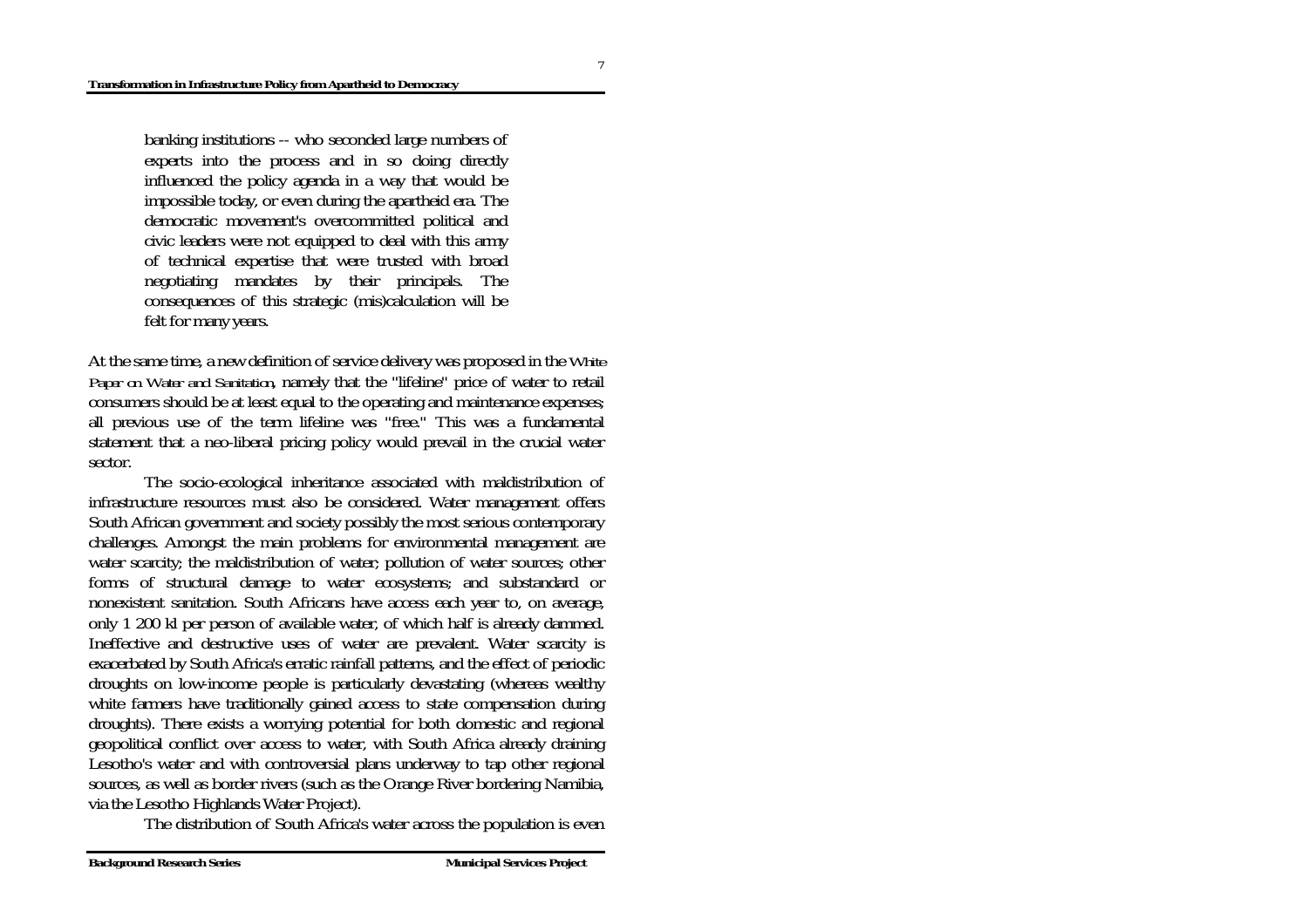> banking institutions -- who seconded large numbers of experts into the process and in so doing directly influenced the policy agenda in a way that would be impossible today, or even during the apartheid era. The democratic movement's overcommitted political and civic leaders were not equipped to deal with this army of technical expertise that were trusted with broad negotiating mandates by their principals. The consequences of this strategic (mis)calculation will be felt for many years.

At the same time, a new definition of service delivery was proposed in the *White Paper on Water and Sanitation*, namely that the "lifeline" price of water to retail consumers should be at least equal to the operating and maintenance expenses; all previous use of the term lifeline was "free." This was a fundamental statement that a neo-liberal pricing policy would prevail in the crucial water sector.

The socio-ecological inheritance associated with maldistribution of infrastructure resources must also be considered. Water management offers South African government and society possibly the most serious contemporary challenges. Amongst the main problems for environmental management are water scarcity; the maldistribution of water; pollution of water sources; other forms of structural damage to water ecosystems; and substandard or nonexistent sanitation. South Africans have access each year to, on average, only 1 200 kl per person of available water, of which half is already dammed. Ineffective and destructive uses of water are prevalent. Water scarcity is exacerbated by South Africa's erratic rainfall patterns, and the effect of periodic droughts on low-income people is particularly devastating (whereas wealthy white farmers have traditionally gained access to state compensation during droughts). There exists a worrying potential for both domestic and regional geopolitical conflict over access to water, with South Africa already draining Lesotho's water and with controversial plans underway to tap other regional sources, as well as border rivers (such as the Orange River bordering Namibia, via the Lesotho Highlands Water Project).

The distribution of South Africa's water across the population is even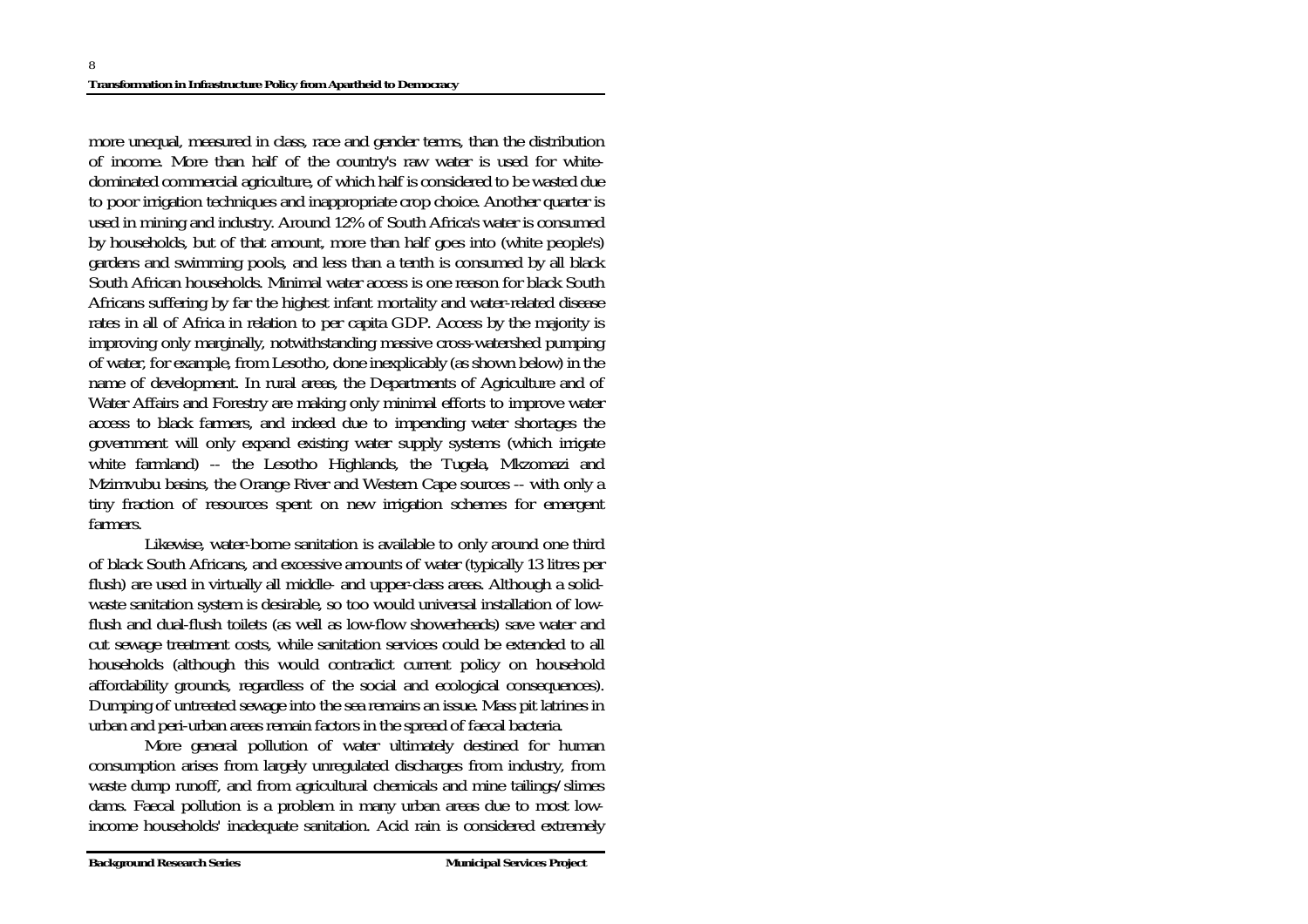more unequal, measured in class, race and gender terms, than the distribution of income. More than half of the country's raw water is used for white-dominated commercial agriculture, of which half is considered to be wasted due to poor irrigation techniques and inappropriate crop choice. Another quarter is used in mining and industry. Around 12% of South Africa's water is consumed by households, but of that amount, more than half goes into (white people's) gardens and swimming pools, and less than a tenth is consumed by all black South African households. Minimal water access is one reason for black South Africans suffering by far the highest infant mortality and water-related disease rates in all of Africa in relation to per capita GDP. Access by the majority is improving only marginally, notwithstanding massive cross-watershed pumping of water, for example, from Lesotho, done inexplicably (as shown below) in the name of development. In rural areas, the Departments of Agriculture and of Water Affairs and Forestry are making only minimal efforts to improve water access to black farmers, and indeed due to impending water shortages the government will only expand existing water supply systems (which irrigate white farmland) -- the Lesotho Highlands, the Tugela, Mkzomazi and Mzimvubu basins, the Orange River and Western Cape sources -- with only a tiny fraction of resources spent on new irrigation schemes for emergent farmers.

Likewise, water-borne sanitation is available to only around one third of black South Africans, and excessive amounts of water (typically 13 litres per flush) are used in virtually all middle- and upper-class areas. Although a solid-waste sanitation system is desirable, so too would universal installation of low-flush and dual-flush toilets (as well as low-flow showerheads) save water and cut sewage treatment costs, while sanitation services could be extended to all households (although this would contradict current policy on household affordability grounds, regardless of the social and ecological consequences). Dumping of untreated sewage into the sea remains an issue. Mass pit latrines in urban and peri-urban areas remain factors in the spread of faecal bacteria.

More general pollution of water ultimately destined for human consumption arises from largely unregulated discharges from industry, from waste dump runoff, and from agricultural chemicals and mine tailings/slimes dams. Faecal pollution is a problem in many urban areas due to most low-income households' inadequate sanitation. Acid rain is considered extremely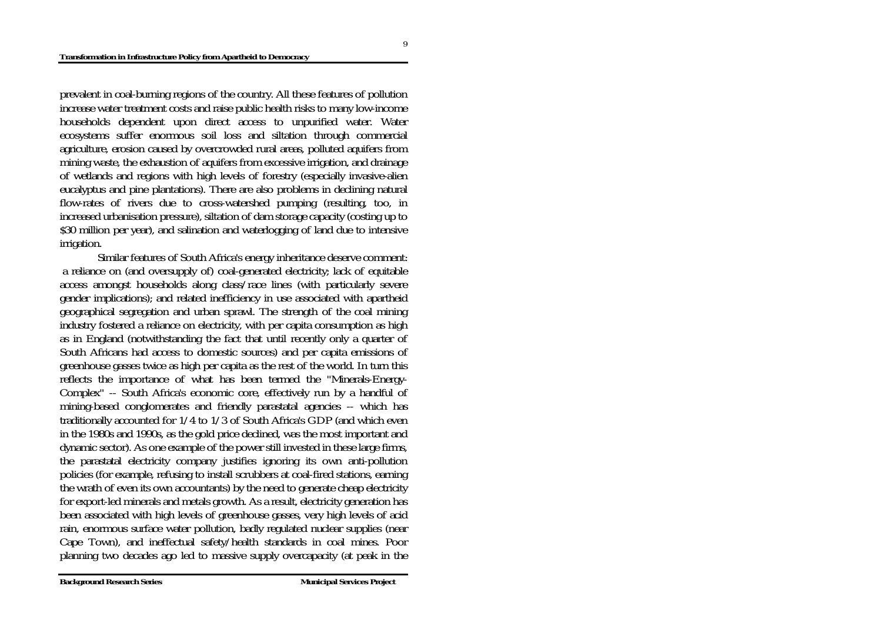prevalent in coal-burning regions of the country. All these features of pollution increase water treatment costs and raise public health risks to many low-income households dependent upon direct access to unpurified water. Water ecosystems suffer enormous soil loss and siltation through commercial agriculture, erosion caused by overcrowded rural areas, polluted aquifers from mining waste, the exhaustion of aquifers from excessive irrigation, and drainage of wetlands and regions with high levels of forestry (especially invasive-alien eucalyptus and pine plantations). There are also problems in declining natural flow-rates of rivers due to cross-watershed pumping (resulting, too, in increased urbanisation pressure), siltation of dam storage capacity (costing up to $30 million per year), and salination and waterlogging of land due to intensive irrigation.

Similar features of South Africa's energy inheritance deserve comment: a reliance on (and oversupply of) coal-generated electricity; lack of equitable access amongst households along class/race lines (with particularly severe gender implications); and related inefficiency in use associated with apartheid geographical segregation and urban sprawl. The strength of the coal mining industry fostered a reliance on electricity, with per capita consumption as high as in England (notwithstanding the fact that until recently only a quarter of South Africans had access to domestic sources) and per capita emissions of greenhouse gasses twice as high per capita as the rest of the world. In turn this reflects the importance of what has been termed the "Minerals-Energy-Complex" -- South Africa's economic core, effectively run by a handful of mining-based conglomerates and friendly parastatal agencies -- which has traditionally accounted for 1/4 to 1/3 of South Africa's GDP (and which even in the 1980s and 1990s, as the gold price declined, was the most important and dynamic sector). As one example of the power still invested in these large firms, the parastatal electricity company justifies ignoring its own anti-pollution policies (for example, refusing to install scrubbers at coal-fired stations, earning the wrath of even its own accountants) by the need to generate cheap electricity for export-led minerals and metals growth. As a result, electricity generation has been associated with high levels of greenhouse gasses, very high levels of acid rain, enormous surface water pollution, badly regulated nuclear supplies (near Cape Town), and ineffectual safety/health standards in coal mines. Poor planning two decades ago led to massive supply overcapacity (at peak in the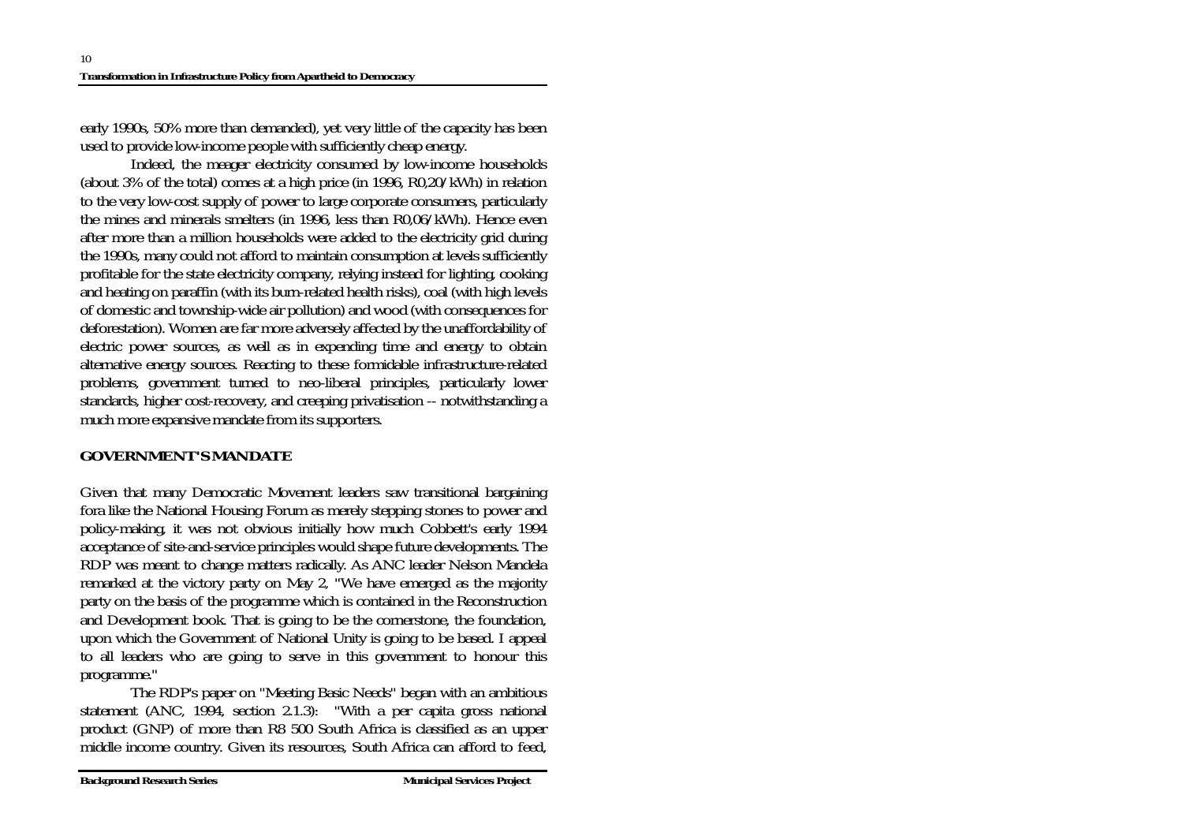early 1990s, 50% more than demanded), yet very little of the capacity has been used to provide low-income people with sufficiently cheap energy.

Indeed, the meager electricity consumed by low-income households (about 3% of the total) comes at a high price (in 1996, R0,20/kWh) in relation to the very low-cost supply of power to large corporate consumers, particularly the mines and minerals smelters (in 1996, less than R0,06/kWh). Hence even after more than a million households were added to the electricity grid during the 1990s, many could not afford to maintain consumption at levels sufficiently profitable for the state electricity company, relying instead for lighting, cooking and heating on paraffin (with its burn-related health risks), coal (with high levels of domestic and township-wide air pollution) and wood (with consequences for deforestation). Women are far more adversely affected by the unaffordability of electric power sources, as well as in expending time and energy to obtain alternative energy sources. Reacting to these formidable infrastructure-related problems, government turned to neo-liberal principles, particularly lower standards, higher cost-recovery, and creeping privatisation -- notwithstanding a much more expansive mandate from its supporters.

## GOVERNMENT'S MANDATE

Given that many Democratic Movement leaders saw transitional bargaining fora like the National Housing Forum as merely stepping stones to power and policy-making, it was not obvious initially how much Cobbett's early 1994 acceptance of site-and-service principles would shape future developments. The RDP was meant to change matters radically. As ANC leader Nelson Mandela remarked at the victory party on May 2, "We have emerged as the majority party on the basis of the programme which is contained in the Reconstruction and Development book. That is going to be the cornerstone, the foundation, upon which the Government of National Unity is going to be based. I appeal to all leaders who are going to serve in this government to honour this programme."

The RDP's paper on "Meeting Basic Needs" began with an ambitious statement (ANC, 1994, section 2.1.3): "With a per capita gross national product (GNP) of more than R8 500 South Africa is classified as an upper middle income country. Given its resources, South Africa can afford to feed,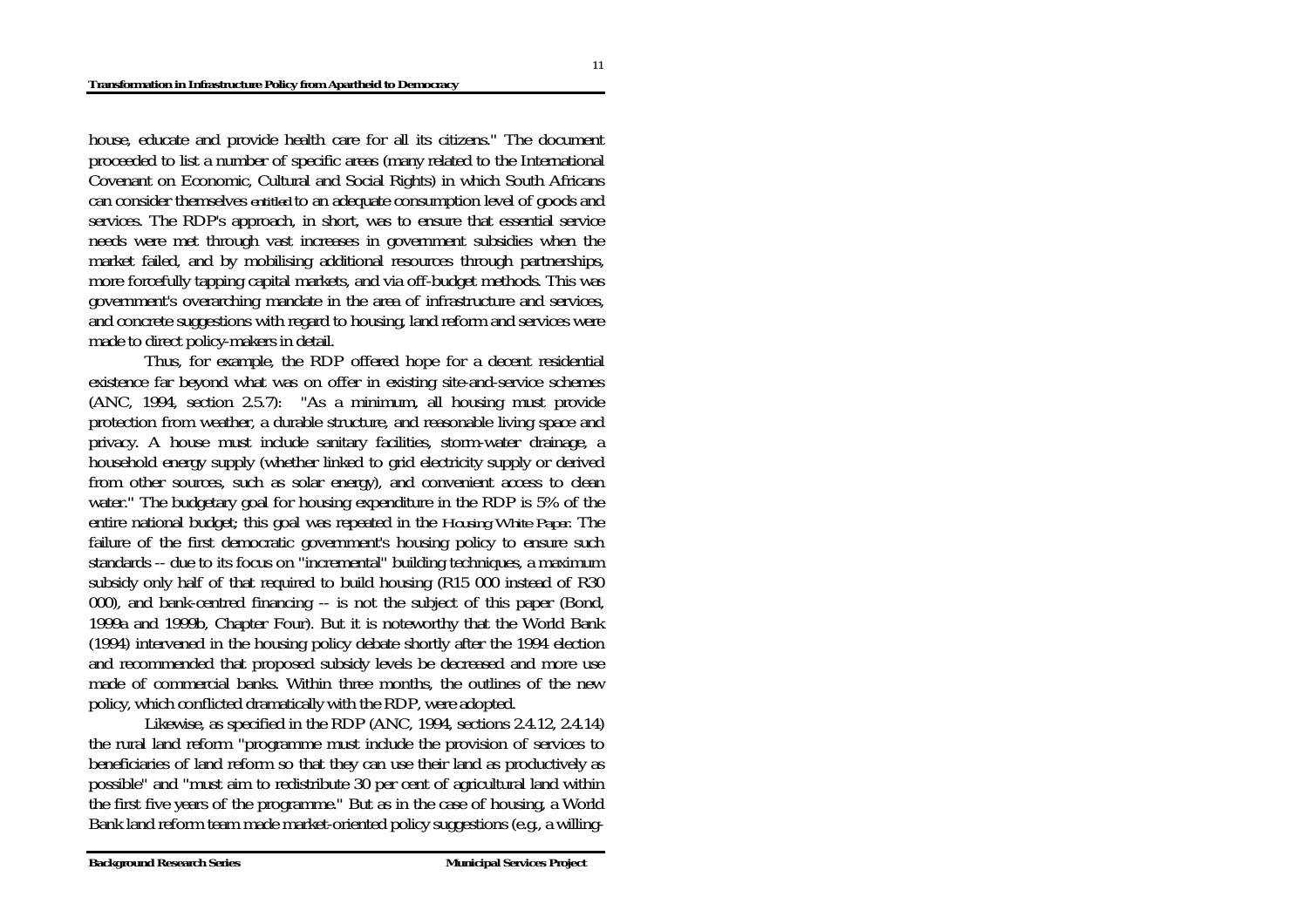house, educate and provide health care for all its citizens." The document proceeded to list a number of specific areas (many related to the International Covenant on Economic, Cultural and Social Rights) in which South Africans can consider themselves *entitled* to an adequate consumption level of goods and services. The RDP's approach, in short, was to ensure that essential service needs were met through vast increases in government subsidies when the market failed, and by mobilising additional resources through partnerships, more forcefully tapping capital markets, and via off-budget methods. This was government's overarching mandate in the area of infrastructure and services, and concrete suggestions with regard to housing, land reform and services were made to direct policy-makers in detail.

Thus, for example, the RDP offered hope for a decent residential existence far beyond what was on offer in existing site-and-service schemes (ANC, 1994, section 2.5.7): "As a minimum, all housing must provide protection from weather, a durable structure, and reasonable living space and privacy. A house must include sanitary facilities, storm-water drainage, a household energy supply (whether linked to grid electricity supply or derived from other sources, such as solar energy), and convenient access to clean water." The budgetary goal for housing expenditure in the RDP is 5% of the entire national budget; this goal was repeated in the *Housing White Paper*. The failure of the first democratic government's housing policy to ensure such standards -- due to its focus on "incremental" building techniques, a maximum subsidy only half of that required to build housing (R15 000 instead of R30 000), and bank-centred financing -- is not the subject of this paper (Bond, 1999a and 1999b, Chapter Four). But it is noteworthy that the World Bank (1994) intervened in the housing policy debate shortly after the 1994 election and recommended that proposed subsidy levels be decreased and more use made of commercial banks. Within three months, the outlines of the new policy, which conflicted dramatically with the RDP, were adopted.

Likewise, as specified in the RDP (ANC, 1994, sections 2.4.12, 2.4.14) the rural land reform "programme must include the provision of services to beneficiaries of land reform so that they can use their land as productively as possible" and "must aim to redistribute 30 per cent of agricultural land within the first five years of the programme." But as in the case of housing, a World Bank land reform team made market-oriented policy suggestions (e.g., a willing-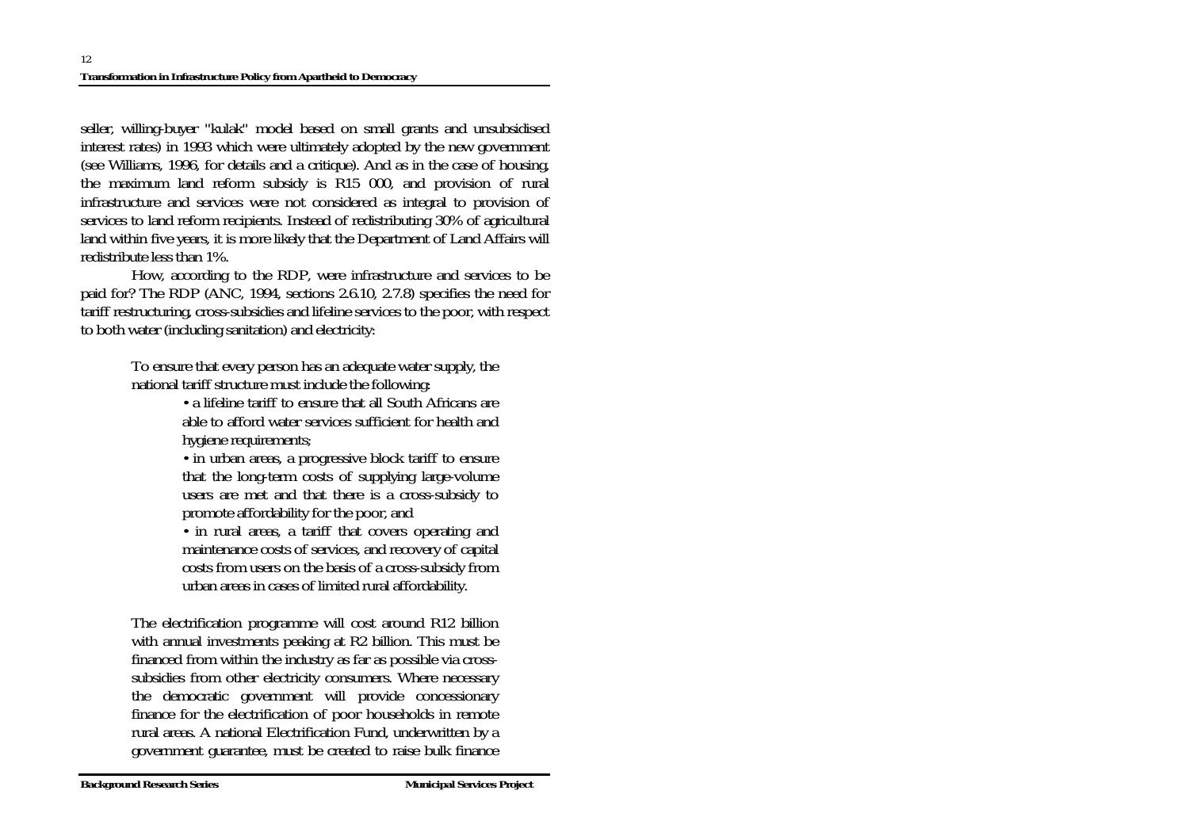seller, willing-buyer "kulak" model based on small grants and unsubsidised interest rates) in 1993 which were ultimately adopted by the new government (see Williams, 1996, for details and a critique). And as in the case of housing, the maximum land reform subsidy is R15 000, and provision of rural infrastructure and services were not considered as integral to provision of services to land reform recipients. Instead of redistributing 30% of agricultural land within five years, it is more likely that the Department of Land Affairs will redistribute less than 1%.

How, according to the RDP, were infrastructure and services to be paid for? The RDP (ANC, 1994, sections 2.6.10, 2.7.8) specifies the need for tariff restructuring, cross-subsidies and lifeline services to the poor, with respect to both water (including sanitation) and electricity:

> To ensure that every person has an adequate water supply, the national tariff structure must include the following:
>
> - a lifeline tariff to ensure that all South Africans are able to afford water services sufficient for health and hygiene requirements;
> - in urban areas, a progressive block tariff to ensure that the long-term costs of supplying large-volume users are met and that there is a cross-subsidy to promote affordability for the poor, and
> - in rural areas, a tariff that covers operating and maintenance costs of services, and recovery of capital costs from users on the basis of a cross-subsidy from urban areas in cases of limited rural affordability.

> The electrification programme will cost around R12 billion with annual investments peaking at R2 billion. This must be financed from within the industry as far as possible via cross-subsidies from other electricity consumers. Where necessary the democratic government will provide concessionary finance for the electrification of poor households in remote rural areas. A national Electrification Fund, underwritten by a government guarantee, must be created to raise bulk finance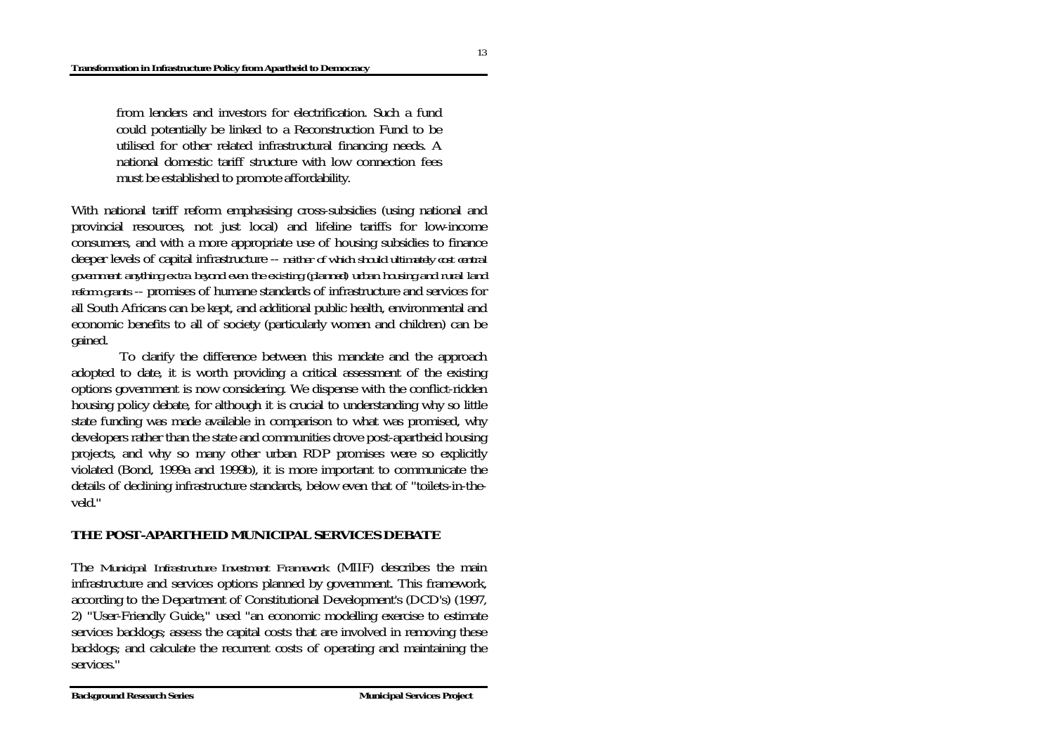> from lenders and investors for electrification. Such a fund could potentially be linked to a Reconstruction Fund to be utilised for other related infrastructural financing needs. A national domestic tariff structure with low connection fees must be established to promote affordability.

With national tariff reform emphasising cross-subsidies (using national and provincial resources, not just local) and lifeline tariffs for low-income consumers, and with a more appropriate use of housing subsidies to finance deeper levels of capital infrastructure -- *neither of which should ultimately cost central government anything extra beyond even the existing (planned) urban housing and rural land reform grants* -- promises of humane standards of infrastructure and services for all South Africans can be kept, and additional public health, environmental and economic benefits to all of society (particularly women and children) can be gained.

To clarify the difference between this mandate and the approach adopted to date, it is worth providing a critical assessment of the existing options government is now considering. We dispense with the conflict-ridden housing policy debate, for although it is crucial to understanding why so little state funding was made available in comparison to what was promised, why developers rather than the state and communities drove post-apartheid housing projects, and why so many other urban RDP promises were so explicitly violated (Bond, 1999a and 1999b), it is more important to communicate the details of declining infrastructure standards, below even that of "toilets-in-the-veld."

## THE POST-APARTHEID MUNICIPAL SERVICES DEBATE

The *Municipal Infrastructure Investment Framework* (MIIF) describes the main infrastructure and services options planned by government. This framework, according to the Department of Constitutional Development's (DCD's) (1997, 2) "User-Friendly Guide," used "an economic modelling exercise to estimate services backlogs; assess the capital costs that are involved in removing these backlogs; and calculate the recurrent costs of operating and maintaining the services."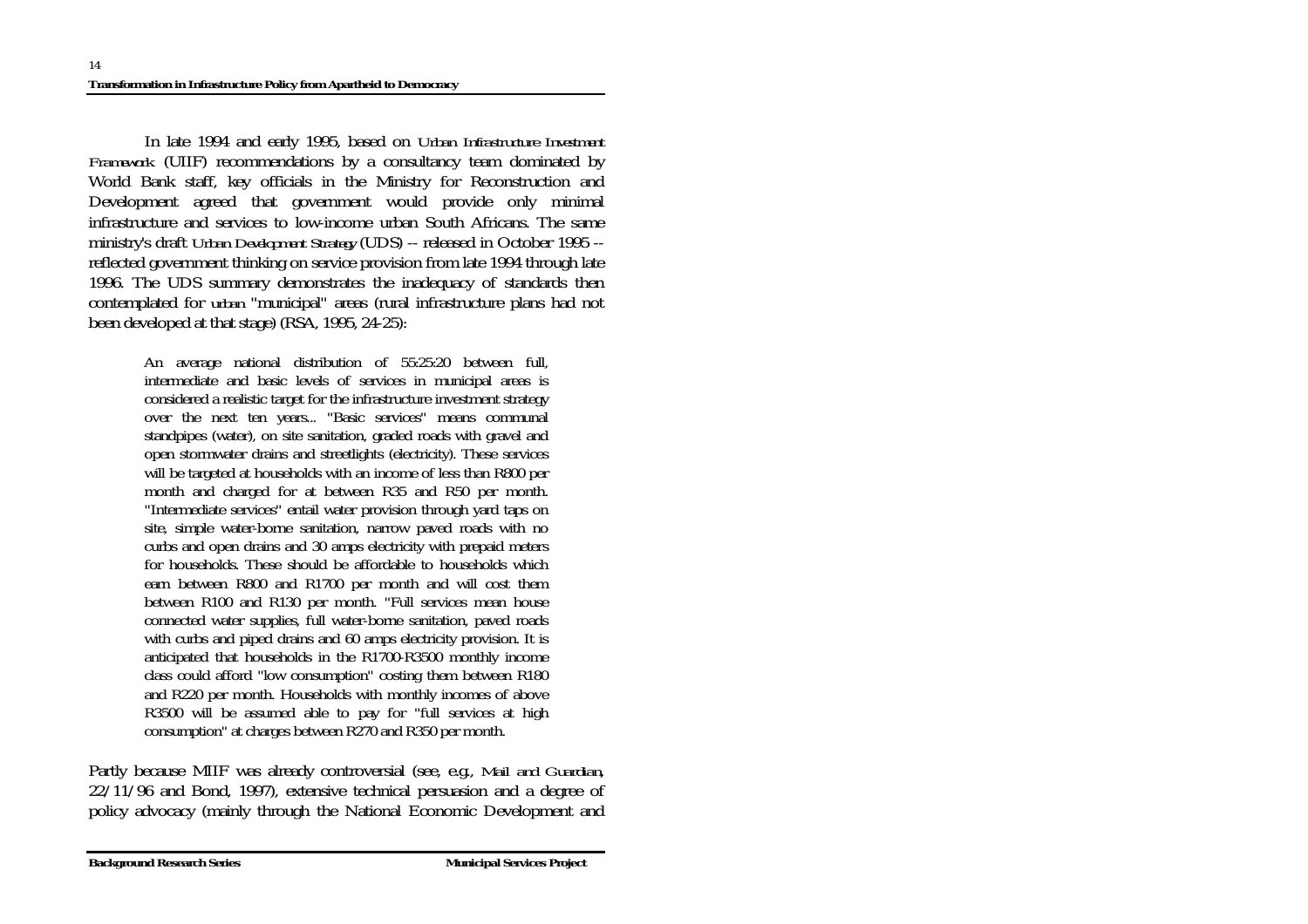In late 1994 and early 1995, based on *Urban Infrastructure Investment Framework* (UIIF) recommendations by a consultancy team dominated by World Bank staff, key officials in the Ministry for Reconstruction and Development agreed that government would provide only minimal infrastructure and services to low-income urban South Africans. The same ministry's draft *Urban Development Strategy* (UDS) -- released in October 1995 -- reflected government thinking on service provision from late 1994 through late 1996. The UDS summary demonstrates the inadequacy of standards then contemplated for *urban* "municipal" areas (rural infrastructure plans had not been developed at that stage) (RSA, 1995, 24-25):

> An average national distribution of 55:25:20 between full, intermediate and basic levels of services in municipal areas is considered a realistic target for the infrastructure investment strategy over the next ten years... "Basic services" means communal standpipes (water), on site sanitation, graded roads with gravel and open stormwater drains and streetlights (electricity). These services will be targeted at households with an income of less than R800 per month and charged for at between R35 and R50 per month. "Intermediate services" entail water provision through yard taps on site, simple water-borne sanitation, narrow paved roads with no curbs and open drains and 30 amps electricity with prepaid meters for households. These should be affordable to households which earn between R800 and R1700 per month and will cost them between R100 and R130 per month. "Full services mean house connected water supplies, full water-borne sanitation, paved roads with curbs and piped drains and 60 amps electricity provision. It is anticipated that households in the R1700-R3500 monthly income class could afford "low consumption" costing them between R180 and R220 per month. Households with monthly incomes of above R3500 will be assumed able to pay for "full services at high consumption" at charges between R270 and R350 per month.

Partly because MIIF was already controversial (see, e.g., *Mail and Guardian*, 22/11/96 and Bond, 1997), extensive technical persuasion and a degree of policy advocacy (mainly through the National Economic Development and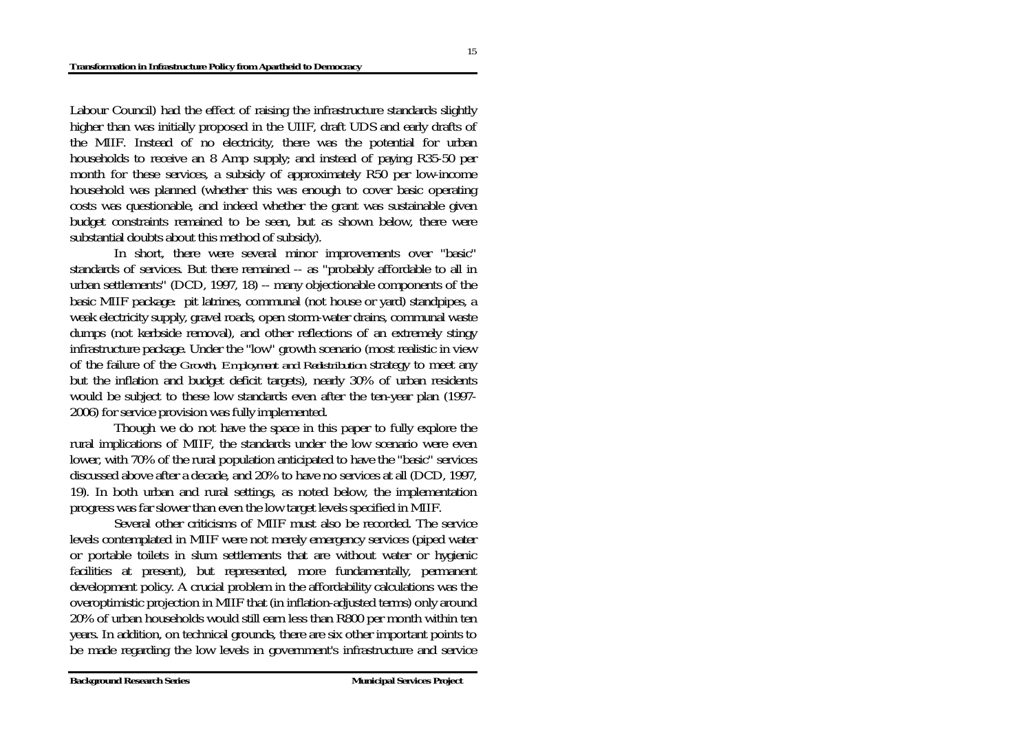Labour Council) had the effect of raising the infrastructure standards slightly higher than was initially proposed in the UIIF, draft UDS and early drafts of the MIIF. Instead of no electricity, there was the potential for urban households to receive an 8 Amp supply; and instead of paying R35-50 per month for these services, a subsidy of approximately R50 per low-income household was planned (whether this was enough to cover basic operating costs was questionable, and indeed whether the grant was sustainable given budget constraints remained to be seen, but as shown below, there were substantial doubts about this method of subsidy).

In short, there were several minor improvements over "basic" standards of services. But there remained -- as "probably affordable to all in urban settlements" (DCD, 1997, 18) -- many objectionable components of the basic MIIF package: pit latrines, communal (not house or yard) standpipes, a weak electricity supply, gravel roads, open storm-water drains, communal waste dumps (not kerbside removal), and other reflections of an extremely stingy infrastructure package. Under the "low" growth scenario (most realistic in view of the failure of the *Growth, Employment and Redistribution* strategy to meet any but the inflation and budget deficit targets), nearly 30% of urban residents would be subject to these low standards even after the ten-year plan (1997-2006) for service provision was fully implemented.

Though we do not have the space in this paper to fully explore the rural implications of MIIF, the standards under the low scenario were even lower, with 70% of the rural population anticipated to have the "basic" services discussed above after a decade, and 20% to have no services at all (DCD, 1997, 19). In both urban and rural settings, as noted below, the implementation progress was far slower than even the low target levels specified in MIIF.

Several other criticisms of MIIF must also be recorded. The service levels contemplated in MIIF were not merely emergency services (piped water or portable toilets in slum settlements that are without water or hygienic facilities at present), but represented, more fundamentally, permanent development policy. A crucial problem in the affordability calculations was the overoptimistic projection in MIIF that (in inflation-adjusted terms) only around 20% of urban households would still earn less than R800 per month within ten years. In addition, on technical grounds, there are six other important points to be made regarding the low levels in government's infrastructure and service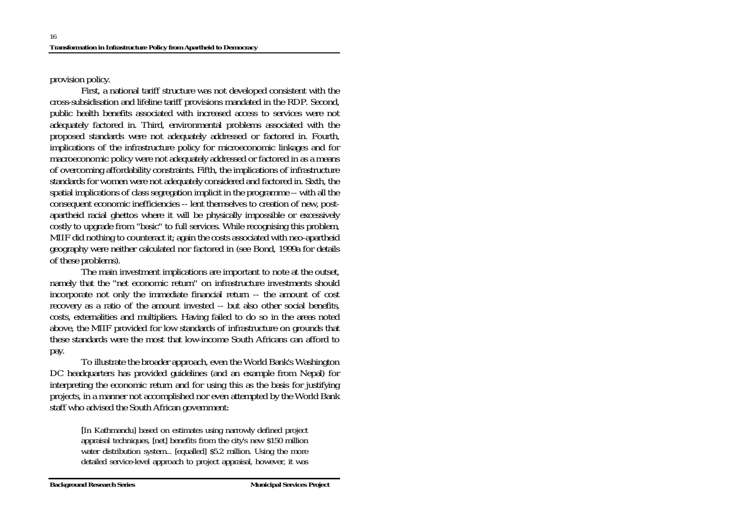provision policy.

First, a national tariff structure was not developed consistent with the cross-subsidisation and lifeline tariff provisions mandated in the RDP. Second, public health benefits associated with increased access to services were not adequately factored in. Third, environmental problems associated with the proposed standards were not adequately addressed or factored in. Fourth, implications of the infrastructure policy for microeconomic linkages and for macroeconomic policy were not adequately addressed or factored in as a means of overcoming affordability constraints. Fifth, the implications of infrastructure standards for women were not adequately considered and factored in. Sixth, the spatial implications of class segregation implicit in the programme -- with all the consequent economic inefficiencies -- lent themselves to creation of new, post-apartheid racial ghettos where it will be physically impossible or excessively costly to upgrade from "basic" to full services. While recognising this problem, MIIF did nothing to counteract it; again the costs associated with neo-apartheid geography were neither calculated nor factored in (see Bond, 1999a for details of these problems).

The main investment implications are important to note at the outset, namely that the "net economic return" on infrastructure investments should incorporate not only the immediate financial return -- the amount of cost recovery as a ratio of the amount invested -- but also other social benefits, costs, externalities and multipliers. Having failed to do so in the areas noted above, the MIIF provided for low standards of infrastructure on grounds that these standards were the most that low-income South Africans can afford to pay.

To illustrate the broader approach, even the World Bank's Washington DC headquarters has provided guidelines (and an example from Nepal) for interpreting the economic return and for using this as the basis for justifying projects, in a manner not accomplished nor even attempted by the World Bank staff who advised the South African government:

> [In Kathmandu] based on estimates using narrowly defined project appraisal techniques, [net] benefits from the city's new $150 million water distribution system... [equalled] $5.2 million. Using the more detailed service-level approach to project appraisal, however, it was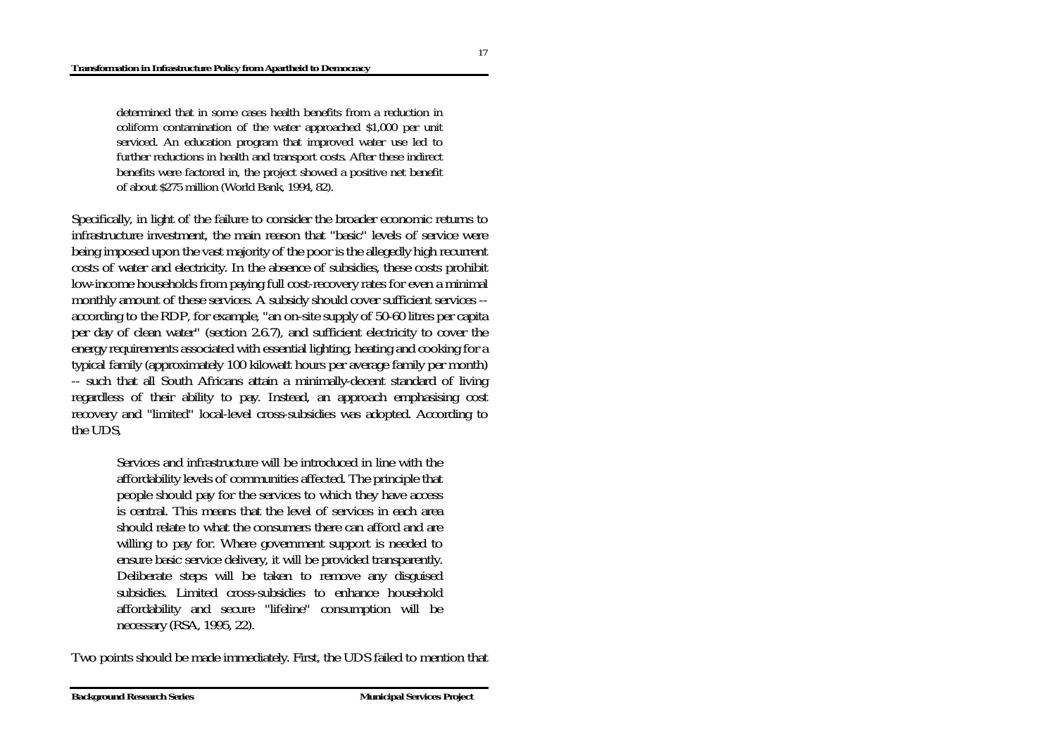> determined that in some cases health benefits from a reduction in coliform contamination of the water approached $1,000 per unit serviced. An education program that improved water use led to further reductions in health and transport costs. After these indirect benefits were factored in, the project showed a positive net benefit of about $275 million (World Bank, 1994, 82).

Specifically, in light of the failure to consider the broader economic returns to infrastructure investment, the main reason that "basic" levels of service were being imposed upon the vast majority of the poor is the allegedly high recurrent costs of water and electricity. In the absence of subsidies, these costs prohibit low-income households from paying full cost-recovery rates for even a minimal monthly amount of these services. A subsidy should cover sufficient services -- according to the RDP, for example, "an on-site supply of 50-60 litres per capita per day of clean water" (section 2.6.7), and sufficient electricity to cover the energy requirements associated with essential lighting, heating and cooking for a typical family (approximately 100 kilowatt hours per average family per month) -- such that all South Africans attain a minimally-decent standard of living regardless of their ability to pay. Instead, an approach emphasising cost recovery and "limited" local-level cross-subsidies was adopted. According to the UDS,

> Services and infrastructure will be introduced in line with the affordability levels of communities affected. The principle that people should pay for the services to which they have access is central. This means that the level of services in each area should relate to what the consumers there can afford and are willing to pay for. Where government support is needed to ensure basic service delivery, it will be provided transparently. Deliberate steps will be taken to remove any disguised subsidies. Limited cross-subsidies to enhance household affordability and secure "lifeline" consumption will be necessary (RSA, 1995, 22).

Two points should be made immediately. First, the UDS failed to mention that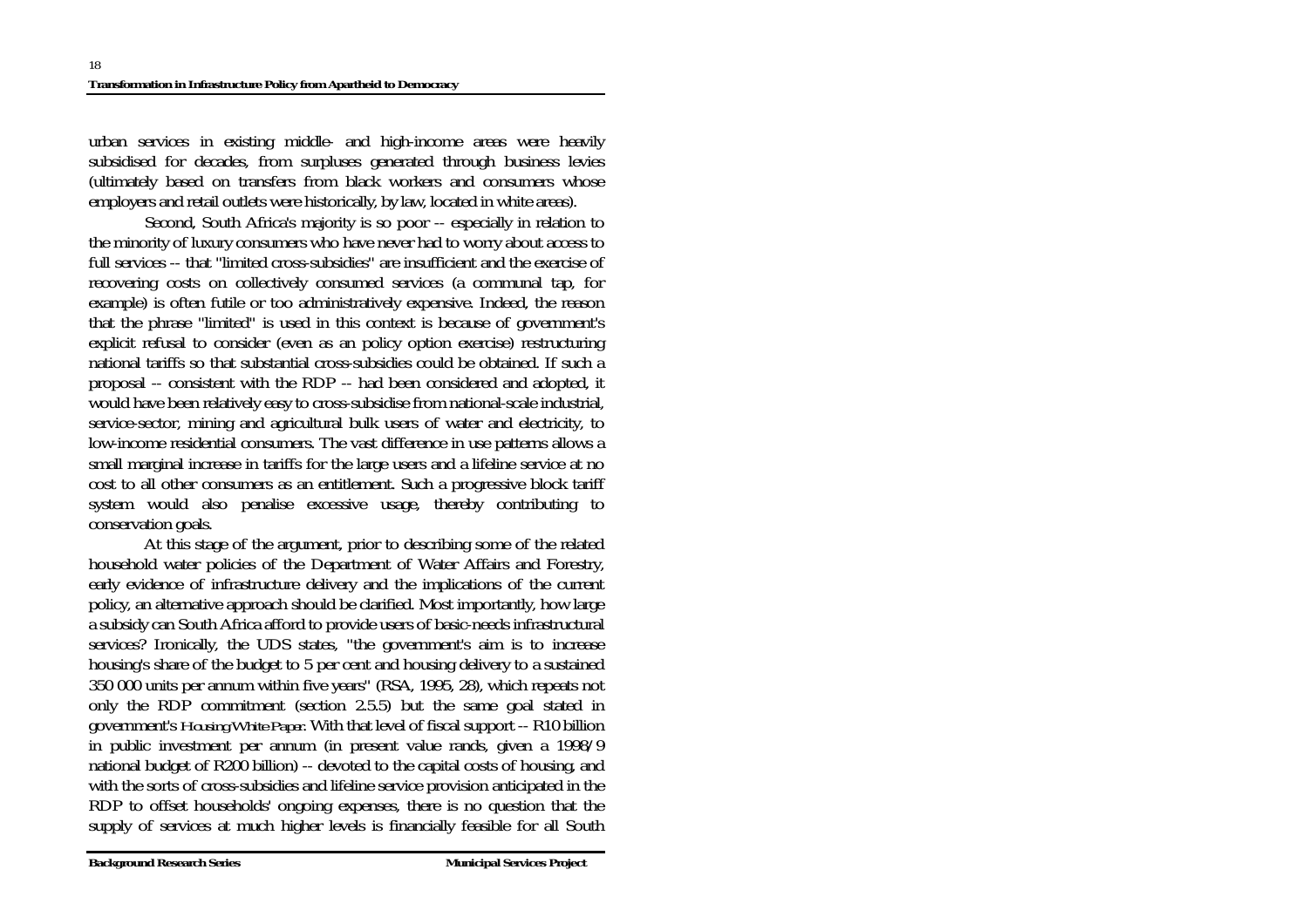urban services in existing middle- and high-income areas were heavily subsidised for decades, from surpluses generated through business levies (ultimately based on transfers from black workers and consumers whose employers and retail outlets were historically, by law, located in white areas).

Second, South Africa's majority is so poor -- especially in relation to the minority of luxury consumers who have never had to worry about access to full services -- that "limited cross-subsidies" are insufficient and the exercise of recovering costs on collectively consumed services (a communal tap, for example) is often futile or too administratively expensive. Indeed, the reason that the phrase "limited" is used in this context is because of government's explicit refusal to consider (even as an policy option exercise) restructuring national tariffs so that substantial cross-subsidies could be obtained. If such a proposal -- consistent with the RDP -- had been considered and adopted, it would have been relatively easy to cross-subsidise from national-scale industrial, service-sector, mining and agricultural bulk users of water and electricity, to low-income residential consumers. The vast difference in use patterns allows a small marginal increase in tariffs for the large users and a lifeline service at no cost to all other consumers as an entitlement. Such a progressive block tariff system would also penalise excessive usage, thereby contributing to conservation goals.

At this stage of the argument, prior to describing some of the related household water policies of the Department of Water Affairs and Forestry, early evidence of infrastructure delivery and the implications of the current policy, an alternative approach should be clarified. Most importantly, how large a subsidy can South Africa afford to provide users of basic-needs infrastructural services? Ironically, the UDS states, "the government's aim is to increase housing's share of the budget to 5 per cent and housing delivery to a sustained 350 000 units per annum within five years" (RSA, 1995, 28), which repeats not only the RDP commitment (section 2.5.5) but the same goal stated in government's *Housing White Paper*. With that level of fiscal support -- R10 billion in public investment per annum (in present value rands, given a 1998/9 national budget of R200 billion) -- devoted to the capital costs of housing, and with the sorts of cross-subsidies and lifeline service provision anticipated in the RDP to offset households' ongoing expenses, there is no question that the supply of services at much higher levels is financially feasible for all South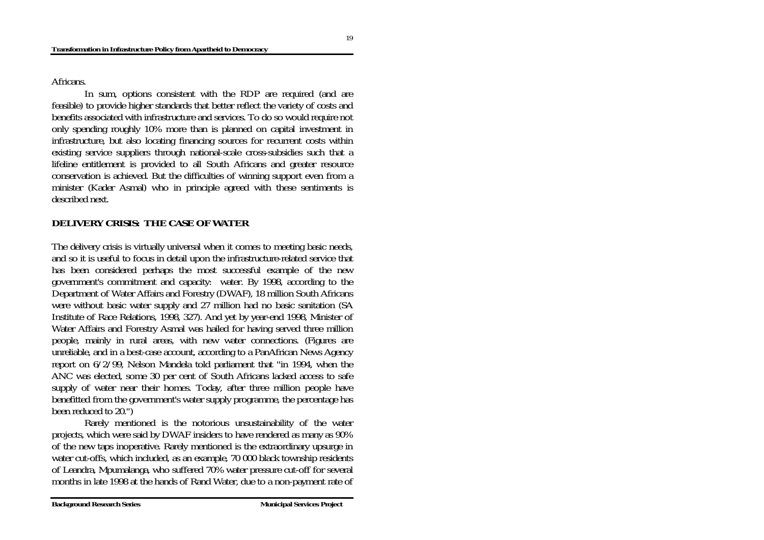Africans.

In sum, options consistent with the RDP are required (and are feasible) to provide higher standards that better reflect the variety of costs and benefits associated with infrastructure and services. To do so would require not only spending roughly 10% more than is planned on capital investment in infrastructure, but also locating financing sources for recurrent costs within existing service suppliers through national-scale cross-subsidies such that a lifeline entitlement is provided to all South Africans and greater resource conservation is achieved. But the difficulties of winning support even from a minister (Kader Asmal) who in principle agreed with these sentiments is described next.

## DELIVERY CRISIS: THE CASE OF WATER

The delivery crisis is virtually universal when it comes to meeting basic needs, and so it is useful to focus in detail upon the infrastructure-related service that has been considered perhaps the most successful example of the new government's commitment and capacity: water. By 1998, according to the Department of Water Affairs and Forestry (DWAF), 18 million South Africans were without basic water supply and 27 million had no basic sanitation (SA Institute of Race Relations, 1998, 327). And yet by year-end 1998, Minister of Water Affairs and Forestry Asmal was hailed for having served three million people, mainly in rural areas, with new water connections. (Figures are unreliable, and in a best-case account, according to a PanAfrican News Agency report on 6/2/99, Nelson Mandela told parliament that "in 1994, when the ANC was elected, some 30 per cent of South Africans lacked access to safe supply of water near their homes. Today, after three million people have benefitted from the government's water supply programme, the percentage has been reduced to 20.")

Rarely mentioned is the notorious unsustainability of the water projects, which were said by DWAF insiders to have rendered as many as 90% of the new taps inoperative. Rarely mentioned is the extraordinary upsurge in water cut-offs, which included, as an example, 70 000 black township residents of Leandra, Mpumalanga, who suffered 70% water pressure cut-off for several months in late 1998 at the hands of Rand Water, due to a non-payment rate of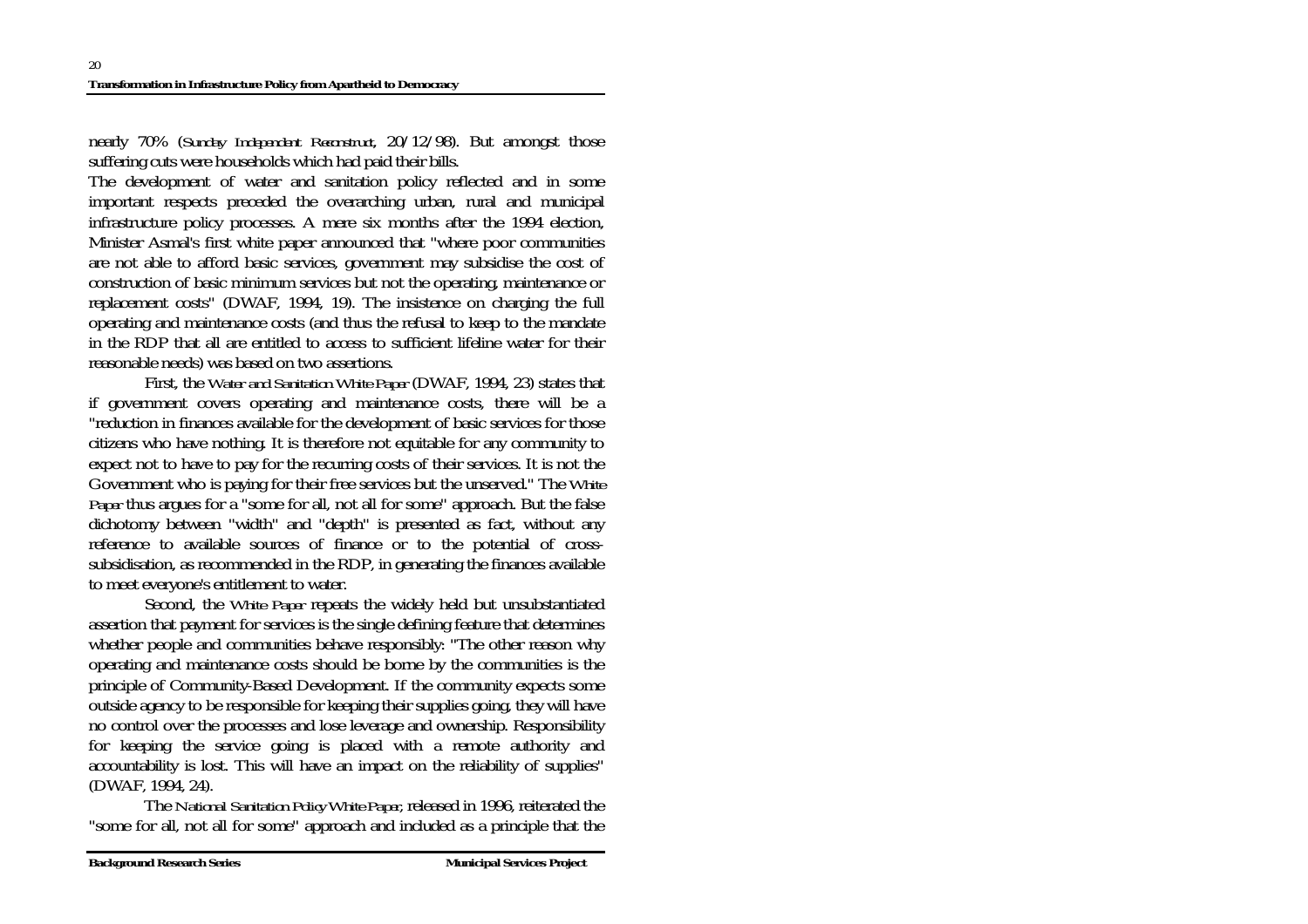nearly 70% (*Sunday Independent Reconstruct*, 20/12/98). But amongst those suffering cuts were households which had paid their bills.

The development of water and sanitation policy reflected and in some important respects preceded the overarching urban, rural and municipal infrastructure policy processes. A mere six months after the 1994 election, Minister Asmal's first white paper announced that "where poor communities are not able to afford basic services, government may subsidise the cost of construction of basic minimum services but not the operating, maintenance or replacement costs" (DWAF, 1994, 19). The insistence on charging the full operating and maintenance costs (and thus the refusal to keep to the mandate in the RDP that all are entitled to access to sufficient lifeline water for their reasonable needs) was based on two assertions.

First, the *Water and Sanitation White Paper* (DWAF, 1994, 23) states that if government covers operating and maintenance costs, there will be a "reduction in finances available for the development of basic services for those citizens who have nothing. It is therefore not equitable for any community to expect not to have to pay for the recurring costs of their services. It is not the Government who is paying for their free services but the unserved." The *White Paper* thus argues for a "some for all, not all for some" approach. But the false dichotomy between "width" and "depth" is presented as fact, without any reference to available sources of finance or to the potential of cross-subsidisation, as recommended in the RDP, in generating the finances available to meet everyone's entitlement to water.

Second, the *White Paper* repeats the widely held but unsubstantiated assertion that payment for services is the single defining feature that determines whether people and communities behave responsibly: "The other reason why operating and maintenance costs should be borne by the communities is the principle of Community-Based Development. If the community expects some outside agency to be responsible for keeping their supplies going, they will have no control over the processes and lose leverage and ownership. Responsibility for keeping the service going is placed with a remote authority and accountability is lost. This will have an impact on the reliability of supplies" (DWAF, 1994, 24).

The *National Sanitation Policy White Paper*, released in 1996, reiterated the "some for all, not all for some" approach and included as a principle that the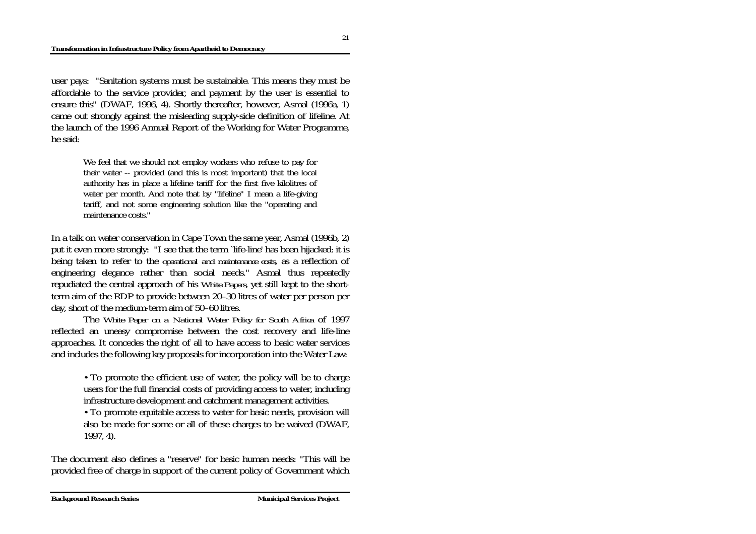user pays: "Sanitation systems must be sustainable. This means they must be affordable to the service provider, and payment by the user is essential to ensure this" (DWAF, 1996, 4). Shortly thereafter, however, Asmal (1996a, 1) came out strongly against the misleading supply-side definition of lifeline. At the launch of the 1996 Annual Report of the Working for Water Programme, he said:

> We feel that we should not employ workers who refuse to pay for their water -- provided (and this is most important) that the local authority has in place a lifeline tariff for the first five kilolitres of water per month. And note that by "lifeline" I mean a life-giving tariff, and not some engineering solution like the "operating and maintenance costs."

In a talk on water conservation in Cape Town the same year, Asmal (1996b, 2) put it even more strongly: "I see that the term `life-line' has been hijacked: it is being taken to refer to the *operational and maintenance costs*, as a reflection of engineering elegance rather than social needs." Asmal thus repeatedly repudiated the central approach of his *White Papers*, yet still kept to the short-term aim of the RDP to provide between 20–30 litres of water per person per day, short of the medium-term aim of 50–60 litres.

The *White Paper on a National Water Policy for South Africa* of 1997 reflected an uneasy compromise between the cost recovery and life-line approaches. It concedes the right of all to have access to basic water services and includes the following key proposals for incorporation into the Water Law:

> • To promote the efficient use of water, the policy will be to charge users for the full financial costs of providing access to water, including infrastructure development and catchment management activities.
> • To promote equitable access to water for basic needs, provision will also be made for some or all of these charges to be waived (DWAF, 1997, 4).

The document also defines a "reserve" for basic human needs: "This will be provided free of charge in support of the current policy of Government which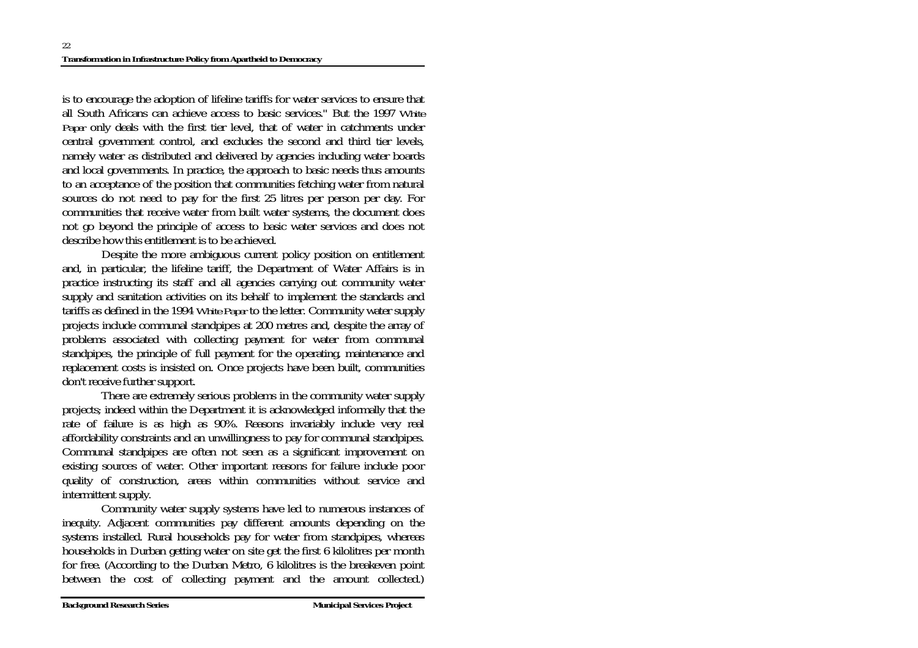is to encourage the adoption of lifeline tariffs for water services to ensure that all South Africans can achieve access to basic services." But the 1997 *White Paper* only deals with the first tier level, that of water in catchments under central government control, and excludes the second and third tier levels, namely water as distributed and delivered by agencies including water boards and local governments. In practice, the approach to basic needs thus amounts to an acceptance of the position that communities fetching water from natural sources do not need to pay for the first 25 litres per person per day. For communities that receive water from built water systems, the document does not go beyond the principle of access to basic water services and does not describe how this entitlement is to be achieved.

Despite the more ambiguous current policy position on entitlement and, in particular, the lifeline tariff, the Department of Water Affairs is in practice instructing its staff and all agencies carrying out community water supply and sanitation activities on its behalf to implement the standards and tariffs as defined in the 1994 *White Paper* to the letter. Community water supply projects include communal standpipes at 200 metres and, despite the array of problems associated with collecting payment for water from communal standpipes, the principle of full payment for the operating, maintenance and replacement costs is insisted on. Once projects have been built, communities don't receive further support.

There are extremely serious problems in the community water supply projects; indeed within the Department it is acknowledged informally that the rate of failure is as high as 90%. Reasons invariably include very real affordability constraints and an unwillingness to pay for communal standpipes. Communal standpipes are often not seen as a significant improvement on existing sources of water. Other important reasons for failure include poor quality of construction, areas within communities without service and intermittent supply.

Community water supply systems have led to numerous instances of inequity. Adjacent communities pay different amounts depending on the systems installed. Rural households pay for water from standpipes, whereas households in Durban getting water on site get the first 6 kilolitres per month for free. (According to the Durban Metro, 6 kilolitres is the breakeven point between the cost of collecting payment and the amount collected.)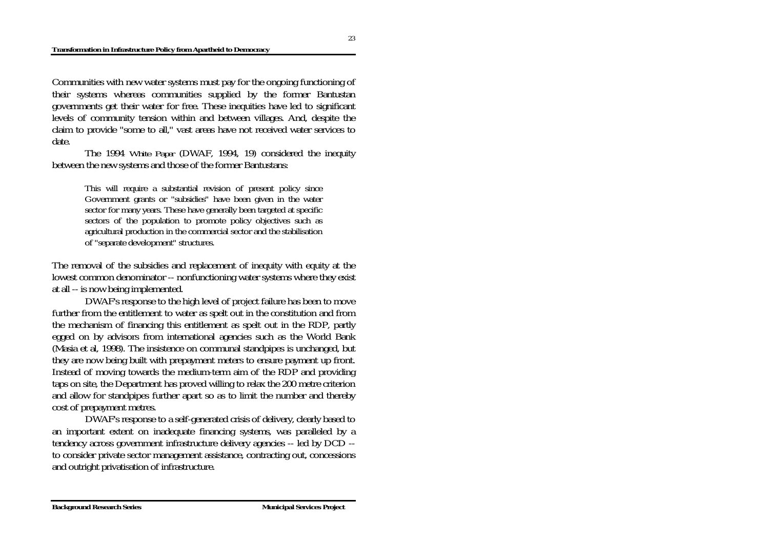Communities with new water systems must pay for the ongoing functioning of their systems whereas communities supplied by the former Bantustan governments get their water for free. These inequities have led to significant levels of community tension within and between villages. And, despite the claim to provide "some to all," vast areas have not received water services to date.

The 1994 *White Paper* (DWAF, 1994, 19) considered the inequity between the new systems and those of the former Bantustans:

> This will require a substantial revision of present policy since Government grants or "subsidies" have been given in the water sector for many years. These have generally been targeted at specific sectors of the population to promote policy objectives such as agricultural production in the commercial sector and the stabilisation of "separate development" structures.

The removal of the subsidies and replacement of inequity with equity at the lowest common denominator -- nonfunctioning water systems where they exist at all -- is now being implemented.

DWAF's response to the high level of project failure has been to move further from the entitlement to water as spelt out in the constitution and from the mechanism of financing this entitlement as spelt out in the RDP, partly egged on by advisors from international agencies such as the World Bank (Masia et al, 1998). The insistence on communal standpipes is unchanged, but they are now being built with prepayment meters to ensure payment up front. Instead of moving towards the medium-term aim of the RDP and providing taps on site, the Department has proved willing to relax the 200 metre criterion and allow for standpipes further apart so as to limit the number and thereby cost of prepayment metres.

DWAF's response to a self-generated crisis of delivery, clearly based to an important extent on inadequate financing systems, was paralleled by a tendency across government infrastructure delivery agencies -- led by DCD -- to consider private sector management assistance, contracting out, concessions and outright privatisation of infrastructure.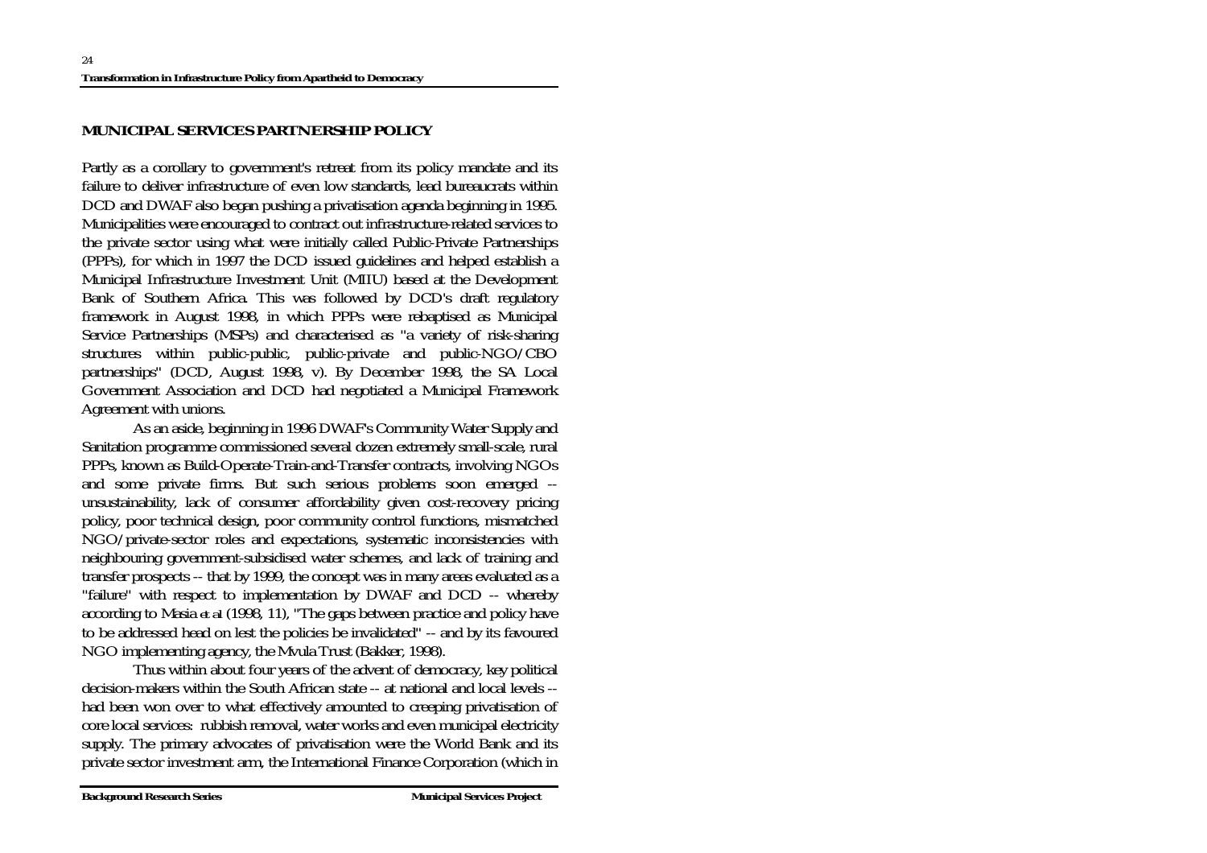## MUNICIPAL SERVICES PARTNERSHIP POLICY

Partly as a corollary to government's retreat from its policy mandate and its failure to deliver infrastructure of even low standards, lead bureaucrats within DCD and DWAF also began pushing a privatisation agenda beginning in 1995. Municipalities were encouraged to contract out infrastructure-related services to the private sector using what were initially called Public-Private Partnerships (PPPs), for which in 1997 the DCD issued guidelines and helped establish a Municipal Infrastructure Investment Unit (MIIU) based at the Development Bank of Southern Africa. This was followed by DCD's draft regulatory framework in August 1998, in which PPPs were rebaptised as Municipal Service Partnerships (MSPs) and characterised as "a variety of risk-sharing structures within public-public, public-private and public-NGO/CBO partnerships" (DCD, August 1998, v). By December 1998, the SA Local Government Association and DCD had negotiated a Municipal Framework Agreement with unions.

As an aside, beginning in 1996 DWAF's Community Water Supply and Sanitation programme commissioned several dozen extremely small-scale, rural PPPs, known as Build-Operate-Train-and-Transfer contracts, involving NGOs and some private firms. But such serious problems soon emerged -- unsustainability, lack of consumer affordability given cost-recovery pricing policy, poor technical design, poor community control functions, mismatched NGO/private-sector roles and expectations, systematic inconsistencies with neighbouring government-subsidised water schemes, and lack of training and transfer prospects -- that by 1999, the concept was in many areas evaluated as a "failure" with respect to implementation by DWAF and DCD -- whereby according to Masia *et al* (1998, 11), "The gaps between practice and policy have to be addressed head on lest the policies be invalidated" -- and by its favoured NGO implementing agency, the Mvula Trust (Bakker, 1998).

Thus within about four years of the advent of democracy, key political decision-makers within the South African state -- at national and local levels -- had been won over to what effectively amounted to creeping privatisation of core local services: rubbish removal, water works and even municipal electricity supply. The primary advocates of privatisation were the World Bank and its private sector investment arm, the International Finance Corporation (which in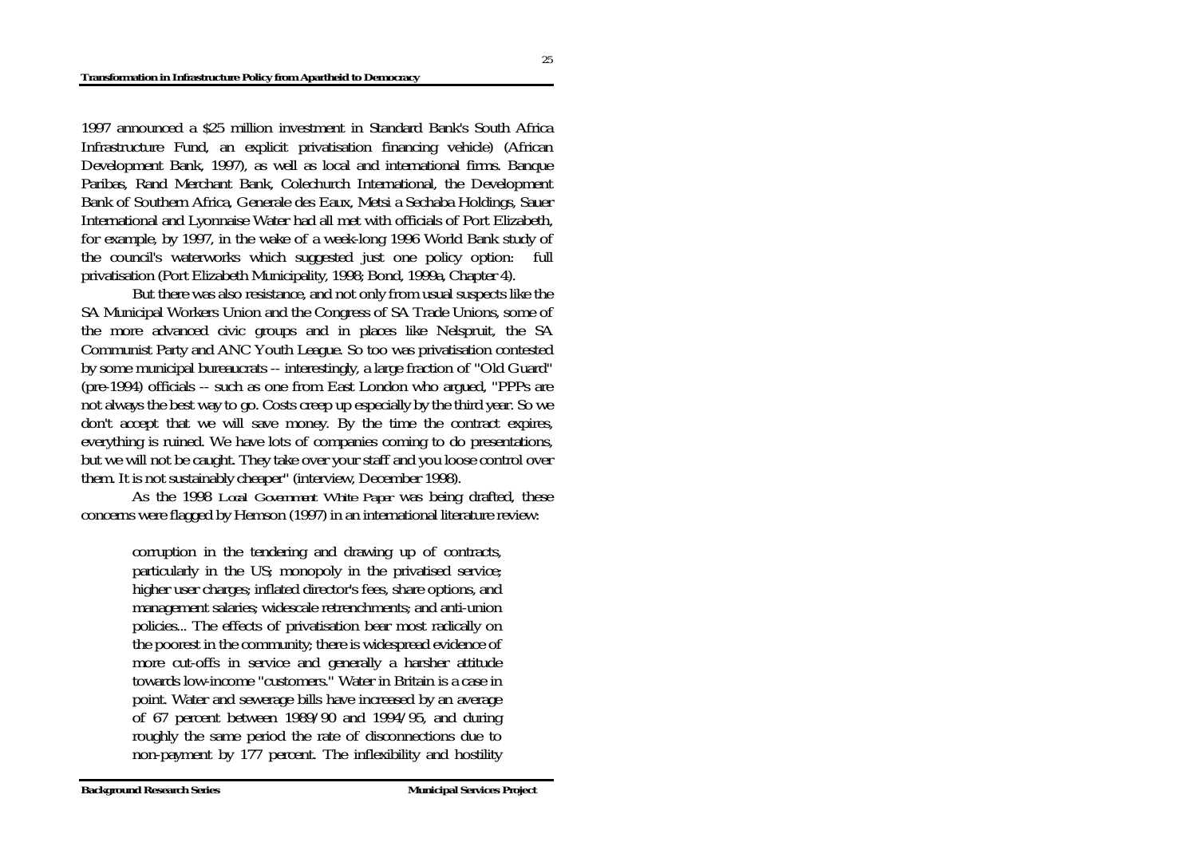1997 announced a $25 million investment in Standard Bank's South Africa Infrastructure Fund, an explicit privatisation financing vehicle) (African Development Bank, 1997), as well as local and international firms. Banque Paribas, Rand Merchant Bank, Colechurch International, the Development Bank of Southern Africa, Generale des Eaux, Metsi a Sechaba Holdings, Sauer International and Lyonnaise Water had all met with officials of Port Elizabeth, for example, by 1997, in the wake of a week-long 1996 World Bank study of the council's waterworks which suggested just one policy option: full privatisation (Port Elizabeth Municipality, 1998; Bond, 1999a, Chapter 4).

But there was also resistance, and not only from usual suspects like the SA Municipal Workers Union and the Congress of SA Trade Unions, some of the more advanced civic groups and in places like Nelspruit, the SA Communist Party and ANC Youth League. So too was privatisation contested by some municipal bureaucrats -- interestingly, a large fraction of "Old Guard" (pre-1994) officials -- such as one from East London who argued, "PPPs are not always the best way to go. Costs creep up especially by the third year. So we don't accept that we will save money. By the time the contract expires, everything is ruined. We have lots of companies coming to do presentations, but we will not be caught. They take over your staff and you loose control over them. It is not sustainably cheaper" (interview, December 1998).

As the 1998 *Local Government White Paper* was being drafted, these concerns were flagged by Hemson (1997) in an international literature review:

> corruption in the tendering and drawing up of contracts, particularly in the US; monopoly in the privatised service; higher user charges; inflated director's fees, share options, and management salaries; widescale retrenchments; and anti-union policies... The effects of privatisation bear most radically on the poorest in the community; there is widespread evidence of more cut-offs in service and generally a harsher attitude towards low-income "customers." Water in Britain is a case in point. Water and sewerage bills have increased by an average of 67 percent between 1989/90 and 1994/95, and during roughly the same period the rate of disconnections due to non-payment by 177 percent. The inflexibility and hostility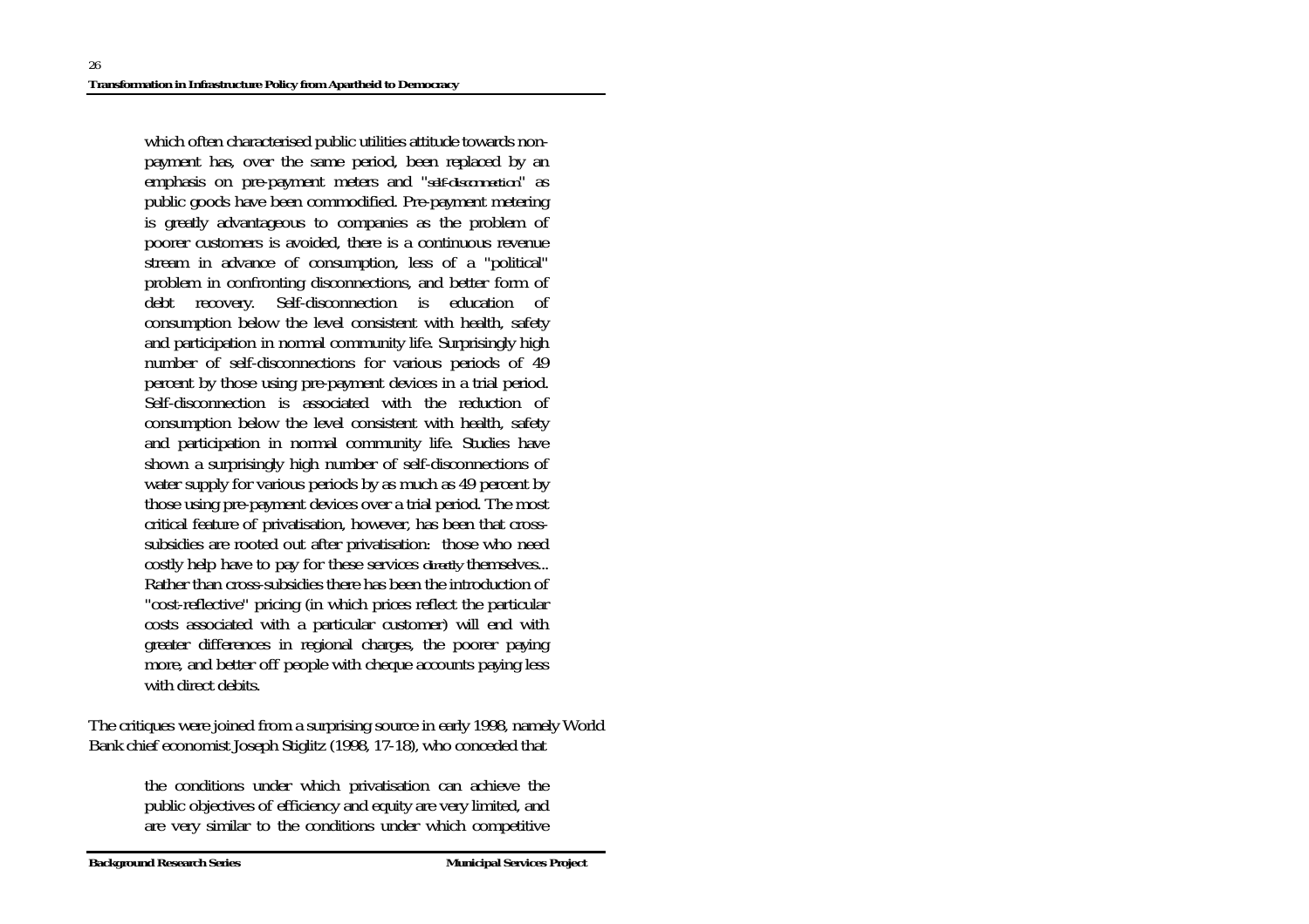> which often characterised public utilities attitude towards non-payment has, over the same period, been replaced by an emphasis on pre-payment meters and "self-disconnection" as public goods have been commodified. Pre-payment metering is greatly advantageous to companies as the problem of poorer customers is avoided, there is a continuous revenue stream in advance of consumption, less of a "political" problem in confronting disconnections, and better form of debt recovery. Self-disconnection is education of consumption below the level consistent with health, safety and participation in normal community life. Surprisingly high number of self-disconnections for various periods of 49 percent by those using pre-payment devices in a trial period. Self-disconnection is associated with the reduction of consumption below the level consistent with health, safety and participation in normal community life. Studies have shown a surprisingly high number of self-disconnections of water supply for various periods by as much as 49 percent by those using pre-payment devices over a trial period. The most critical feature of privatisation, however, has been that cross-subsidies are rooted out after privatisation: those who need costly help have to pay for these services *directly* themselves... Rather than cross-subsidies there has been the introduction of "cost-reflective" pricing (in which prices reflect the particular costs associated with a particular customer) will end with greater differences in regional charges, the poorer paying more, and better off people with cheque accounts paying less with direct debits.

The critiques were joined from a surprising source in early 1998, namely World Bank chief economist Joseph Stiglitz (1998, 17-18), who conceded that

> the conditions under which privatisation can achieve the public objectives of efficiency and equity are very limited, and are very similar to the conditions under which competitive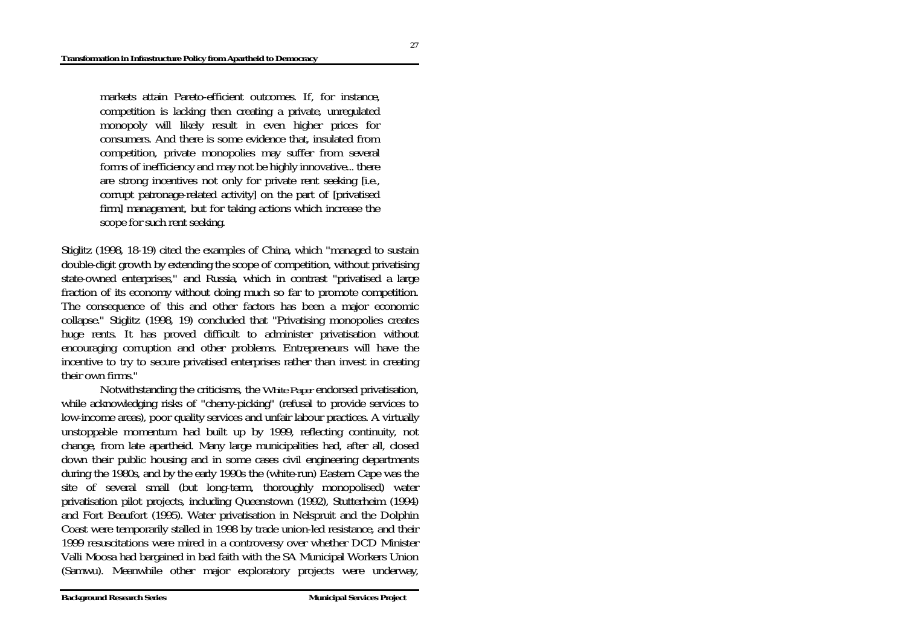> markets attain Pareto-efficient outcomes. If, for instance, competition is lacking then creating a private, unregulated monopoly will likely result in even higher prices for consumers. And there is some evidence that, insulated from competition, private monopolies may suffer from several forms of inefficiency and may not be highly innovative... there are strong incentives not only for private rent seeking [i.e., corrupt patronage-related activity] on the part of [privatised firm] management, but for taking actions which increase the scope for such rent seeking.

Stiglitz (1998, 18-19) cited the examples of China, which "managed to sustain double-digit growth by extending the scope of competition, without privatising state-owned enterprises," and Russia, which in contrast "privatised a large fraction of its economy without doing much so far to promote competition. The consequence of this and other factors has been a major economic collapse." Stiglitz (1998, 19) concluded that "Privatising monopolies creates huge rents. It has proved difficult to administer privatisation without encouraging corruption and other problems. Entrepreneurs will have the incentive to try to secure privatised enterprises rather than invest in creating their own firms."

Notwithstanding the criticisms, the *White Paper* endorsed privatisation, while acknowledging risks of "cherry-picking" (refusal to provide services to low-income areas), poor quality services and unfair labour practices. A virtually unstoppable momentum had built up by 1999, reflecting continuity, not change, from late apartheid. Many large municipalities had, after all, closed down their public housing and in some cases civil engineering departments during the 1980s, and by the early 1990s the (white-run) Eastern Cape was the site of several small (but long-term, thoroughly monopolised) water privatisation pilot projects, including Queenstown (1992), Stutterheim (1994) and Fort Beaufort (1995). Water privatisation in Nelspruit and the Dolphin Coast were temporarily stalled in 1998 by trade union-led resistance, and their 1999 resuscitations were mired in a controversy over whether DCD Minister Valli Moosa had bargained in bad faith with the SA Municipal Workers Union (Samwu). Meanwhile other major exploratory projects were underway,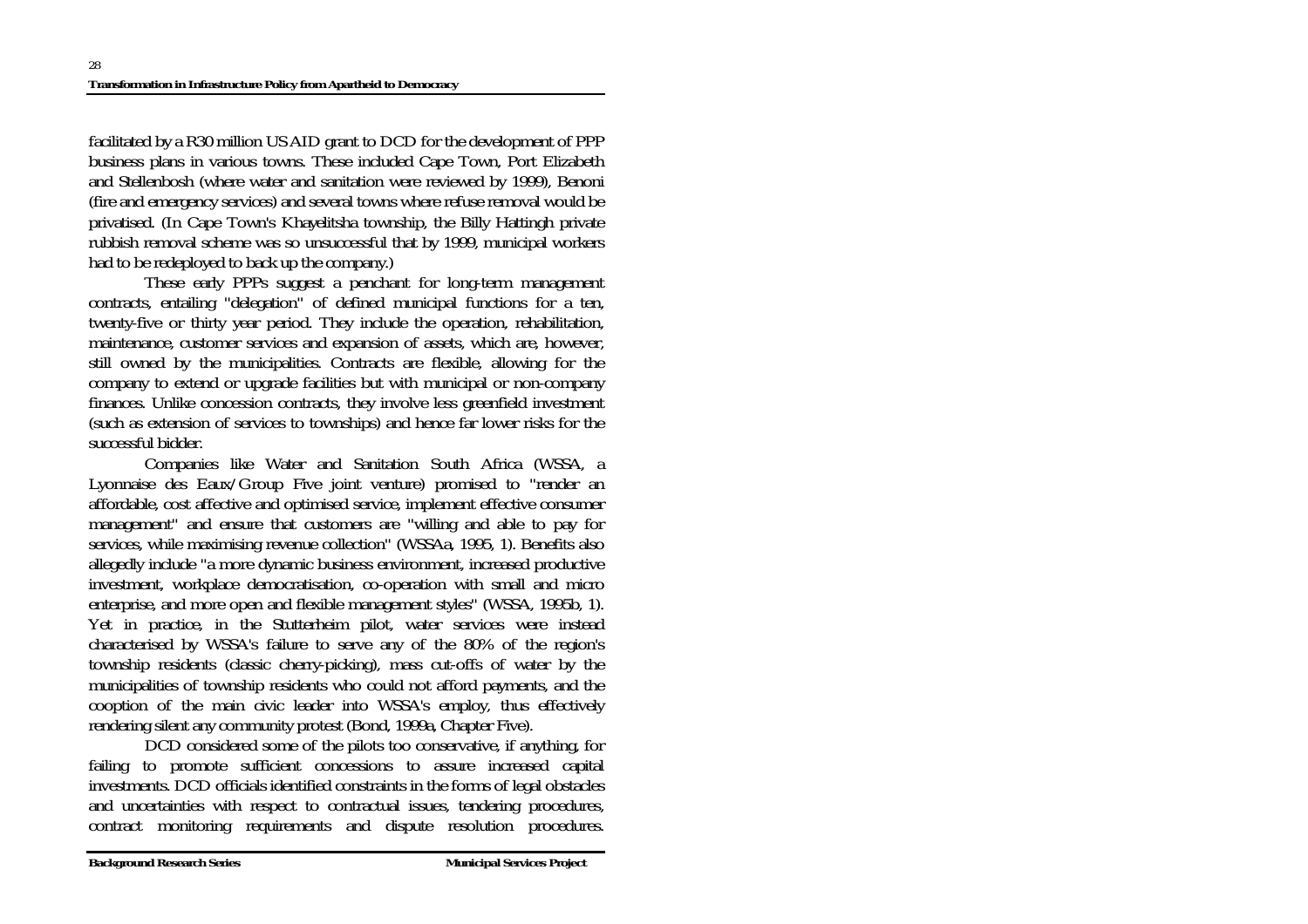facilitated by a R30 million US AID grant to DCD for the development of PPP business plans in various towns. These included Cape Town, Port Elizabeth and Stellenbosh (where water and sanitation were reviewed by 1999), Benoni (fire and emergency services) and several towns where refuse removal would be privatised. (In Cape Town's Khayelitsha township, the Billy Hattingh private rubbish removal scheme was so unsuccessful that by 1999, municipal workers had to be redeployed to back up the company.)

These early PPPs suggest a penchant for long-term management contracts, entailing "delegation" of defined municipal functions for a ten, twenty-five or thirty year period. They include the operation, rehabilitation, maintenance, customer services and expansion of assets, which are, however, still owned by the municipalities. Contracts are flexible, allowing for the company to extend or upgrade facilities but with municipal or non-company finances. Unlike concession contracts, they involve less greenfield investment (such as extension of services to townships) and hence far lower risks for the successful bidder.

Companies like Water and Sanitation South Africa (WSSA, a Lyonnaise des Eaux/Group Five joint venture) promised to "render an affordable, cost affective and optimised service, implement effective consumer management" and ensure that customers are "willing and able to pay for services, while maximising revenue collection" (WSSAa, 1995, 1). Benefits also allegedly include "a more dynamic business environment, increased productive investment, workplace democratisation, co-operation with small and micro enterprise, and more open and flexible management styles" (WSSA, 1995b, 1). Yet in practice, in the Stutterheim pilot, water services were instead characterised by WSSA's failure to serve any of the 80% of the region's township residents (classic cherry-picking), mass cut-offs of water by the municipalities of township residents who could not afford payments, and the cooption of the main civic leader into WSSA's employ, thus effectively rendering silent any community protest (Bond, 1999a, Chapter Five).

DCD considered some of the pilots too conservative, if anything, for failing to promote sufficient concessions to assure increased capital investments. DCD officials identified constraints in the forms of legal obstacles and uncertainties with respect to contractual issues, tendering procedures, contract monitoring requirements and dispute resolution procedures.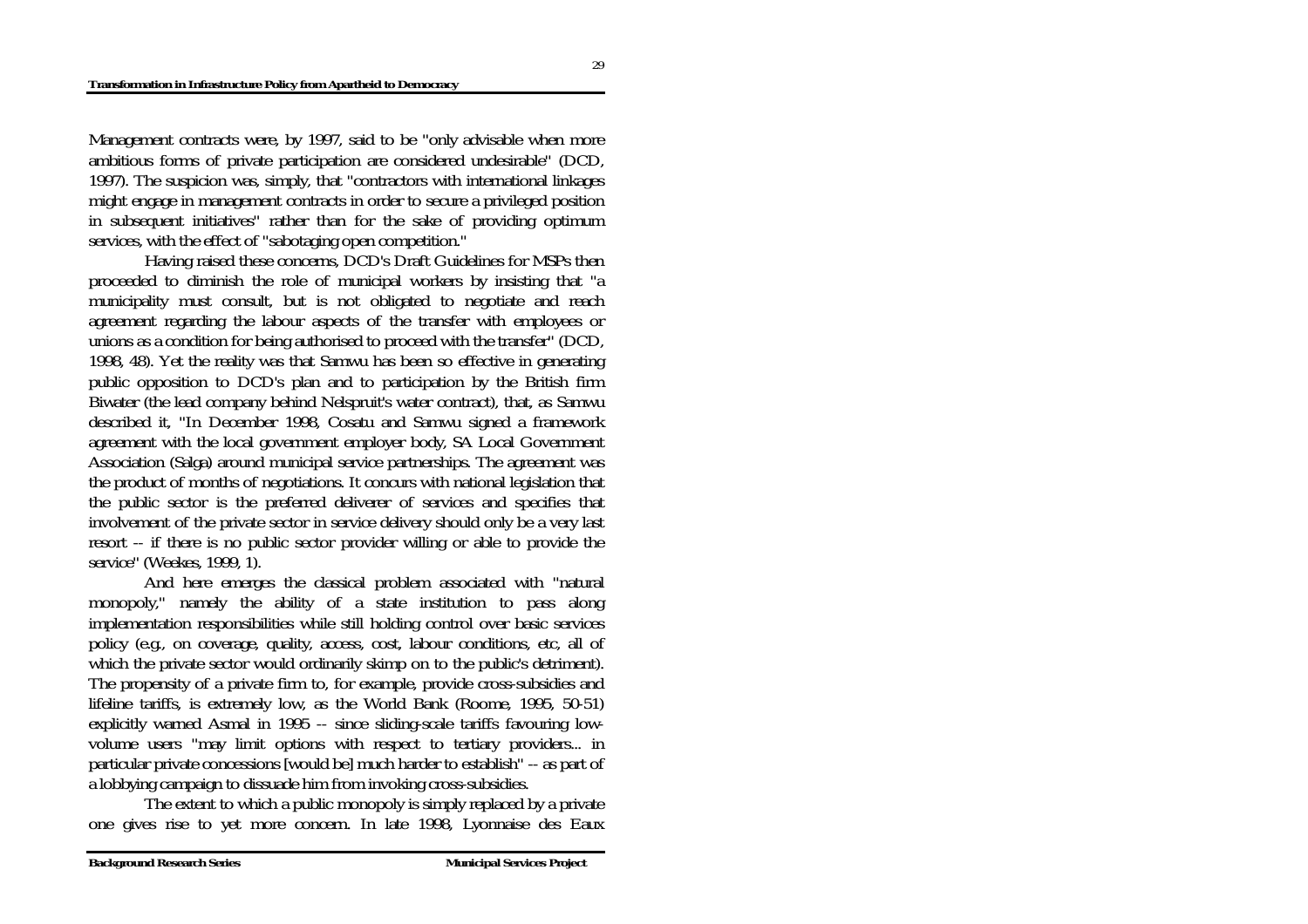Management contracts were, by 1997, said to be "only advisable when more ambitious forms of private participation are considered undesirable" (DCD, 1997). The suspicion was, simply, that "contractors with international linkages might engage in management contracts in order to secure a privileged position in subsequent initiatives" rather than for the sake of providing optimum services, with the effect of "sabotaging open competition."

Having raised these concerns, DCD's Draft Guidelines for MSPs then proceeded to diminish the role of municipal workers by insisting that "a municipality must consult, but is not obligated to negotiate and reach agreement regarding the labour aspects of the transfer with employees or unions as a condition for being authorised to proceed with the transfer" (DCD, 1998, 48). Yet the reality was that Samwu has been so effective in generating public opposition to DCD's plan and to participation by the British firm Biwater (the lead company behind Nelspruit's water contract), that, as Samwu described it, "In December 1998, Cosatu and Samwu signed a framework agreement with the local government employer body, SA Local Government Association (Salga) around municipal service partnerships. The agreement was the product of months of negotiations. It concurs with national legislation that the public sector is the preferred deliverer of services and specifies that involvement of the private sector in service delivery should only be a very last resort -- if there is no public sector provider willing or able to provide the service" (Weekes, 1999, 1).

And here emerges the classical problem associated with "natural monopoly," namely the ability of a state institution to pass along implementation responsibilities while still holding control over basic services policy (e.g., on coverage, quality, access, cost, labour conditions, etc, all of which the private sector would ordinarily skimp on to the public's detriment). The propensity of a private firm to, for example, provide cross-subsidies and lifeline tariffs, is extremely low, as the World Bank (Roome, 1995, 50-51) explicitly warned Asmal in 1995 -- since sliding-scale tariffs favouring low-volume users "may limit options with respect to tertiary providers... in particular private concessions [would be] much harder to establish" -- as part of a lobbying campaign to dissuade him from invoking cross-subsidies.

The extent to which a public monopoly is simply replaced by a private one gives rise to yet more concern. In late 1998, Lyonnaise des Eaux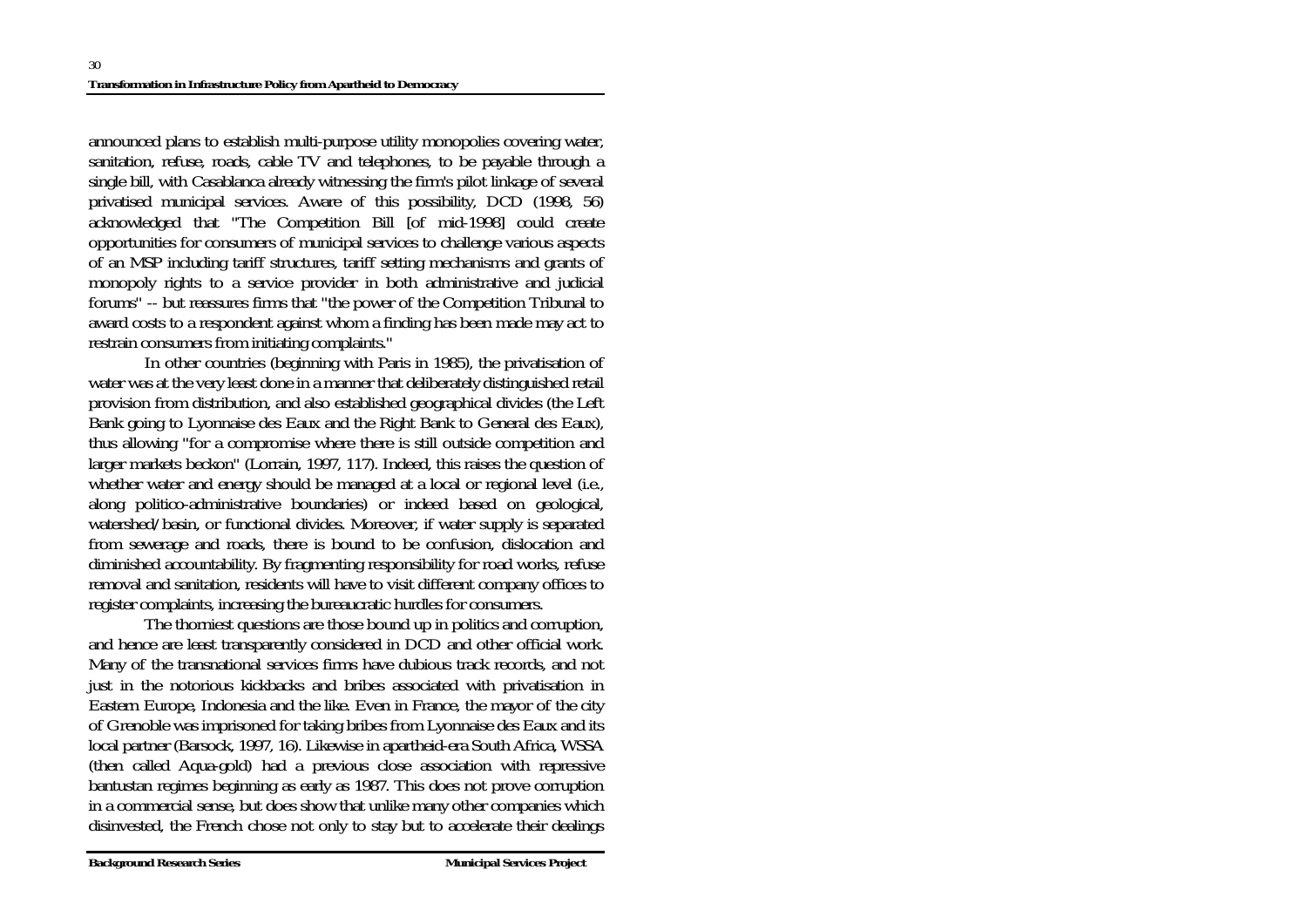announced plans to establish multi-purpose utility monopolies covering water, sanitation, refuse, roads, cable TV and telephones, to be payable through a single bill, with Casablanca already witnessing the firm's pilot linkage of several privatised municipal services. Aware of this possibility, DCD (1998, 56) acknowledged that "The Competition Bill [of mid-1998] could create opportunities for consumers of municipal services to challenge various aspects of an MSP including tariff structures, tariff setting mechanisms and grants of monopoly rights to a service provider in both administrative and judicial forums" -- but reassures firms that "the power of the Competition Tribunal to award costs to a respondent against whom a finding has been made may act to restrain consumers from initiating complaints."

In other countries (beginning with Paris in 1985), the privatisation of water was at the very least done in a manner that deliberately distinguished retail provision from distribution, and also established geographical divides (the Left Bank going to Lyonnaise des Eaux and the Right Bank to General des Eaux), thus allowing "for a compromise where there is still outside competition and larger markets beckon" (Lorrain, 1997, 117). Indeed, this raises the question of whether water and energy should be managed at a local or regional level (i.e., along politico-administrative boundaries) or indeed based on geological, watershed/basin, or functional divides. Moreover, if water supply is separated from sewerage and roads, there is bound to be confusion, dislocation and diminished accountability. By fragmenting responsibility for road works, refuse removal and sanitation, residents will have to visit different company offices to register complaints, increasing the bureaucratic hurdles for consumers.

The thorniest questions are those bound up in politics and corruption, and hence are least transparently considered in DCD and other official work. Many of the transnational services firms have dubious track records, and not just in the notorious kickbacks and bribes associated with privatisation in Eastern Europe, Indonesia and the like. Even in France, the mayor of the city of Grenoble was imprisoned for taking bribes from Lyonnaise des Eaux and its local partner (Barsock, 1997, 16). Likewise in apartheid-era South Africa, WSSA (then called Aqua-gold) had a previous close association with repressive bantustan regimes beginning as early as 1987. This does not prove corruption in a commercial sense, but does show that unlike many other companies which disinvested, the French chose not only to stay but to accelerate their dealings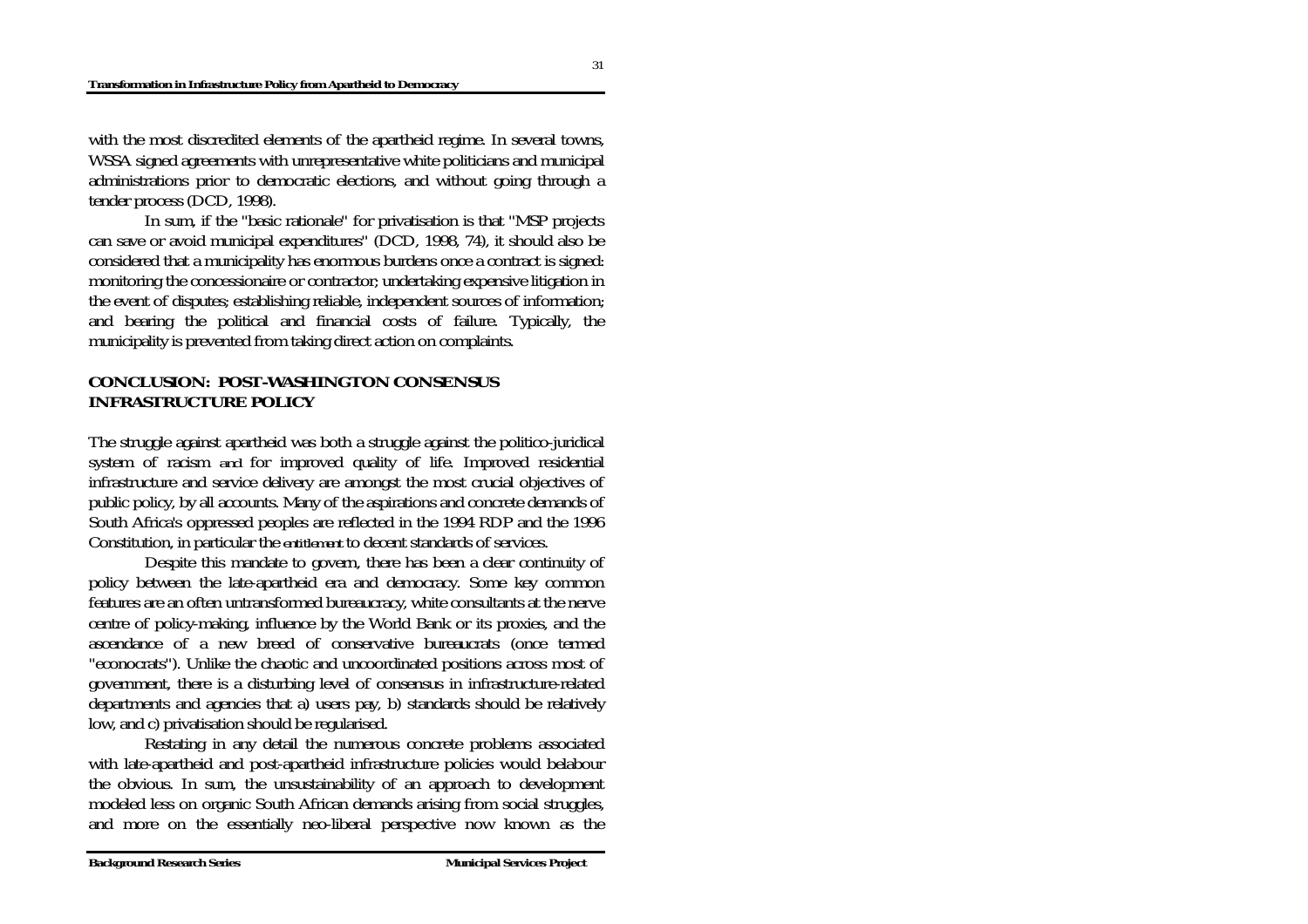with the most discredited elements of the apartheid regime. In several towns, WSSA signed agreements with unrepresentative white politicians and municipal administrations prior to democratic elections, and without going through a tender process (DCD, 1998).

In sum, if the "basic rationale" for privatisation is that "MSP projects can save or avoid municipal expenditures" (DCD, 1998, 74), it should also be considered that a municipality has enormous burdens once a contract is signed: monitoring the concessionaire or contractor; undertaking expensive litigation in the event of disputes; establishing reliable, independent sources of information; and bearing the political and financial costs of failure. Typically, the municipality is prevented from taking direct action on complaints.

## CONCLUSION: POST-WASHINGTON CONSENSUS INFRASTRUCTURE POLICY

The struggle against apartheid was both a struggle against the politico-juridical system of racism *and* for improved quality of life. Improved residential infrastructure and service delivery are amongst the most crucial objectives of public policy, by all accounts. Many of the aspirations and concrete demands of South Africa's oppressed peoples are reflected in the 1994 RDP and the 1996 Constitution, in particular the *entitlement* to decent standards of services.

Despite this mandate to govern, there has been a clear continuity of policy between the late-apartheid era and democracy. Some key common features are an often untransformed bureaucracy, white consultants at the nerve centre of policy-making, influence by the World Bank or its proxies, and the ascendance of a new breed of conservative bureaucrats (once termed "econocrats"). Unlike the chaotic and uncoordinated positions across most of government, there is a disturbing level of consensus in infrastructure-related departments and agencies that a) users pay, b) standards should be relatively low, and c) privatisation should be regularised.

Restating in any detail the numerous concrete problems associated with late-apartheid and post-apartheid infrastructure policies would belabour the obvious. In sum, the unsustainability of an approach to development modeled less on organic South African demands arising from social struggles, and more on the essentially neo-liberal perspective now known as the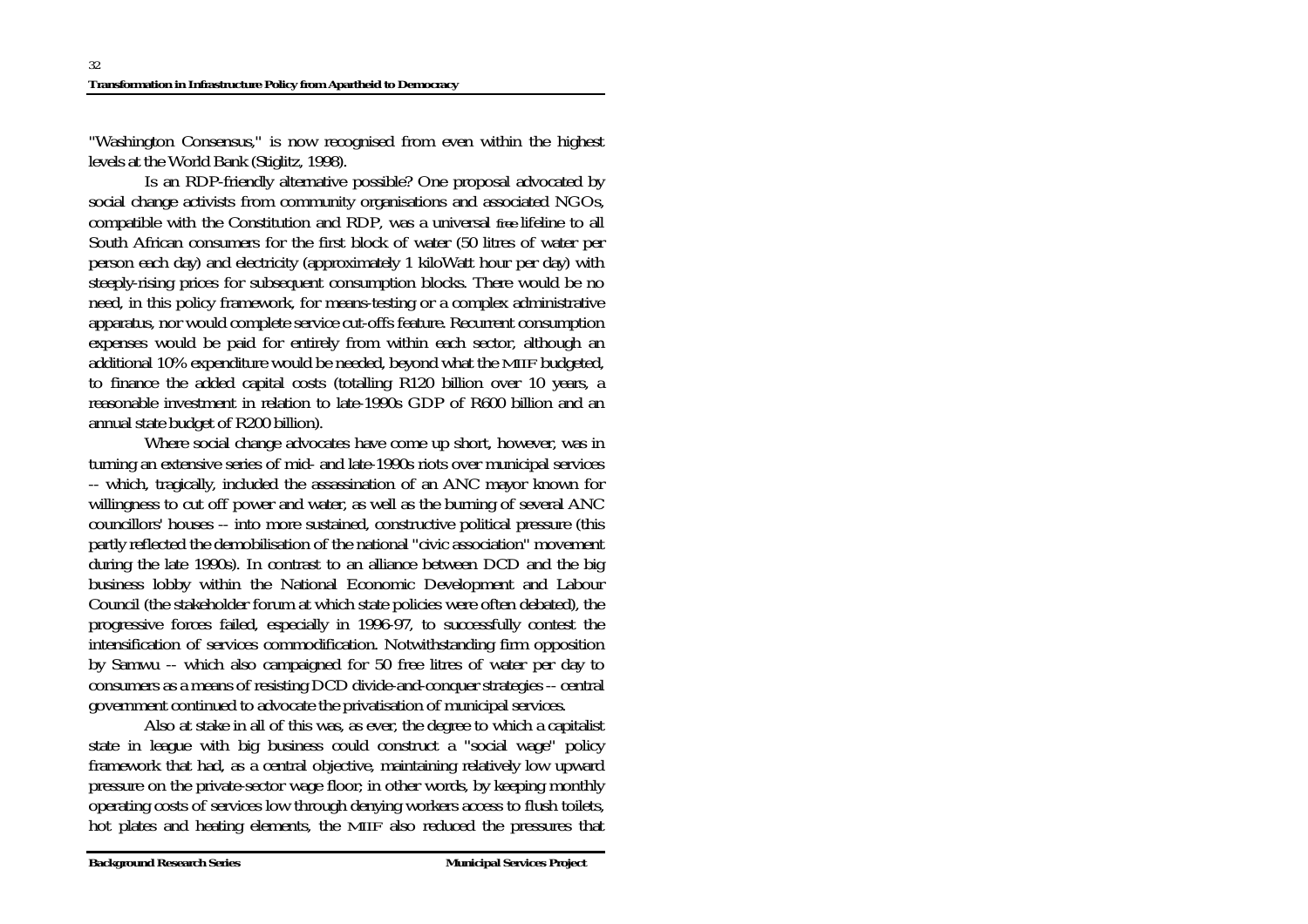"Washington Consensus," is now recognised from even within the highest levels at the World Bank (Stiglitz, 1998).

Is an RDP-friendly alternative possible? One proposal advocated by social change activists from community organisations and associated NGOs, compatible with the Constitution and RDP, was a universal free lifeline to all South African consumers for the first block of water (50 litres of water per person each day) and electricity (approximately 1 kiloWatt hour per day) with steeply-rising prices for subsequent consumption blocks. There would be no need, in this policy framework, for means-testing or a complex administrative apparatus, nor would complete service cut-offs feature. Recurrent consumption expenses would be paid for entirely from within each sector, although an additional 10% expenditure would be needed, beyond what the MIIF budgeted, to finance the added capital costs (totalling R120 billion over 10 years, a reasonable investment in relation to late-1990s GDP of R600 billion and an annual state budget of R200 billion).

Where social change advocates have come up short, however, was in turning an extensive series of mid- and late-1990s riots over municipal services -- which, tragically, included the assassination of an ANC mayor known for willingness to cut off power and water, as well as the burning of several ANC councillors' houses -- into more sustained, constructive political pressure (this partly reflected the demobilisation of the national "civic association" movement during the late 1990s). In contrast to an alliance between DCD and the big business lobby within the National Economic Development and Labour Council (the stakeholder forum at which state policies were often debated), the progressive forces failed, especially in 1996-97, to successfully contest the intensification of services commodification. Notwithstanding firm opposition by Samwu -- which also campaigned for 50 free litres of water per day to consumers as a means of resisting DCD divide-and-conquer strategies -- central government continued to advocate the privatisation of municipal services.

Also at stake in all of this was, as ever, the degree to which a capitalist state in league with big business could construct a "social wage" policy framework that had, as a central objective, maintaining relatively low upward pressure on the private-sector wage floor; in other words, by keeping monthly operating costs of services low through denying workers access to flush toilets, hot plates and heating elements, the MIIF also reduced the pressures that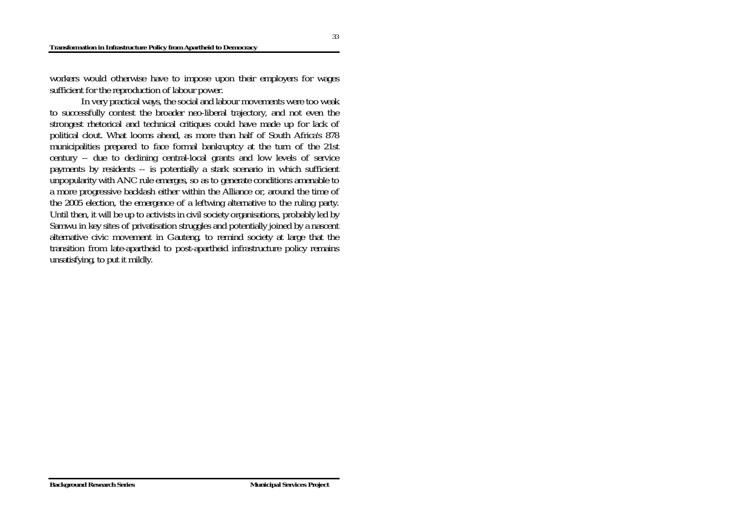workers would otherwise have to impose upon their employers for wages sufficient for the reproduction of labour power.

In very practical ways, the social and labour movements were too weak to successfully contest the broader neo-liberal trajectory, and not even the strongest rhetorical and technical critiques could have made up for lack of political clout. What looms ahead, as more than half of South Africa's 878 municipalities prepared to face formal bankruptcy at the turn of the 21st century -- due to declining central-local grants and low levels of service payments by residents -- is potentially a stark scenario in which sufficient unpopularity with ANC rule emerges, so as to generate conditions amenable to a more progressive backlash either within the Alliance or, around the time of the 2005 election, the emergence of a leftwing alternative to the ruling party. Until then, it will be up to activists in civil society organisations, probably led by Samwu in key sites of privatisation struggles and potentially joined by a nascent alternative civic movement in Gauteng, to remind society at large that the transition from late-apartheid to post-apartheid infrastructure policy remains unsatisfying, to put it mildly.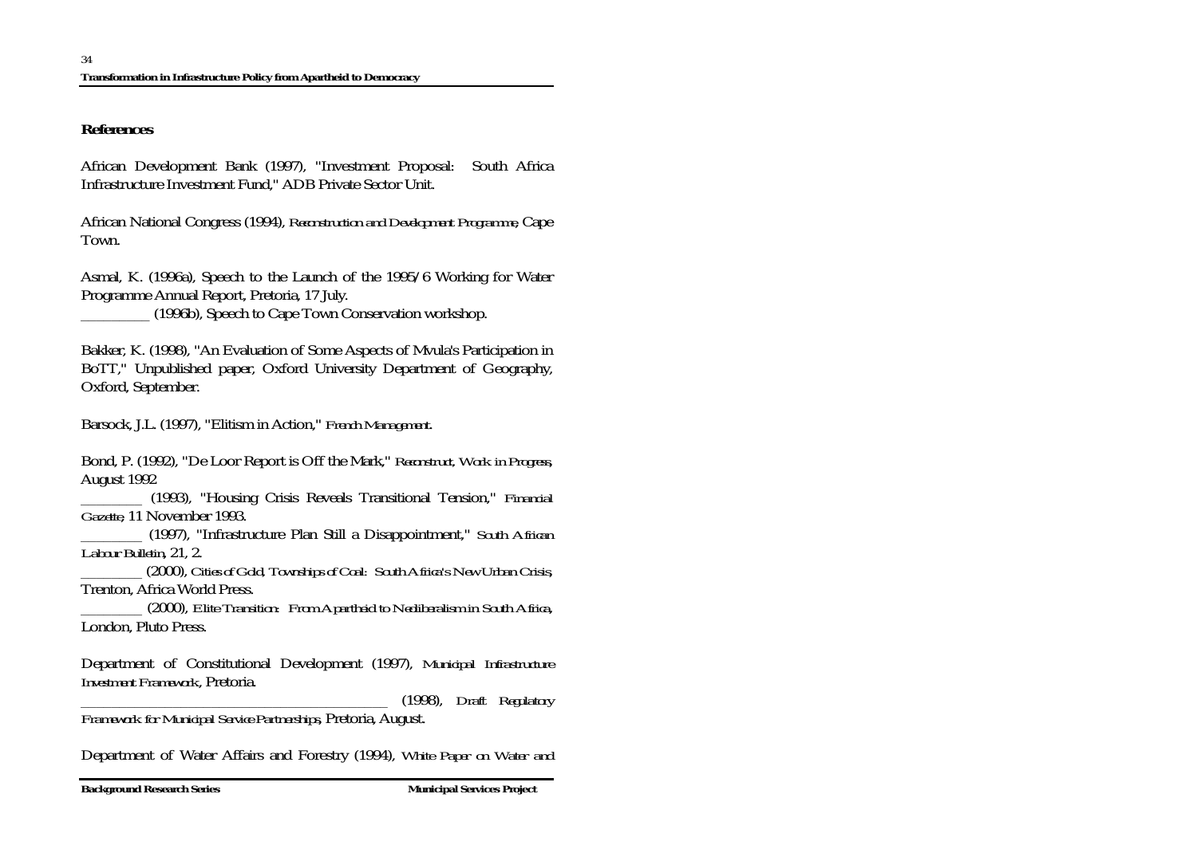## References

African Development Bank (1997), "Investment Proposal: South Africa Infrastructure Investment Fund," ADB Private Sector Unit.

African National Congress (1994), *Reconstruction and Development Programme*, Cape Town.

Asmal, K. (1996a), Speech to the Launch of the 1995/6 Working for Water Programme Annual Report, Pretoria, 17 July.
_________ (1996b), Speech to Cape Town Conservation workshop.

Bakker, K. (1998), "An Evaluation of Some Aspects of Mvula's Participation in BoTT," Unpublished paper, Oxford University Department of Geography, Oxford, September.

Barsock, J.L. (1997), "Elitism in Action," *French Management*.

Bond, P. (1992), "De Loor Report is Off the Mark," *Reconstruct, Work in Progress*, August 1992
________ (1993), "Housing Crisis Reveals Transitional Tension," *Financial Gazette*, 11 November 1993.
________ (1997), "Infrastructure Plan Still a Disappointment," *South African Labour Bulletin*, 21, 2.
________ (2000), *Cities of Gold, Townships of Coal: South Africa's New Urban Crisis*, Trenton, Africa World Press.
________ (2000), *Elite Transition: From Apartheid to Neoliberalism in South Africa*, London, Pluto Press.

Department of Constitutional Development (1997), *Municipal Infrastructure Investment Framework*, Pretoria.
___________________________________________ (1998), *Draft Regulatory Framework for Municipal Service Partnerships*, Pretoria, August.

Department of Water Affairs and Forestry (1994), *White Paper on Water and*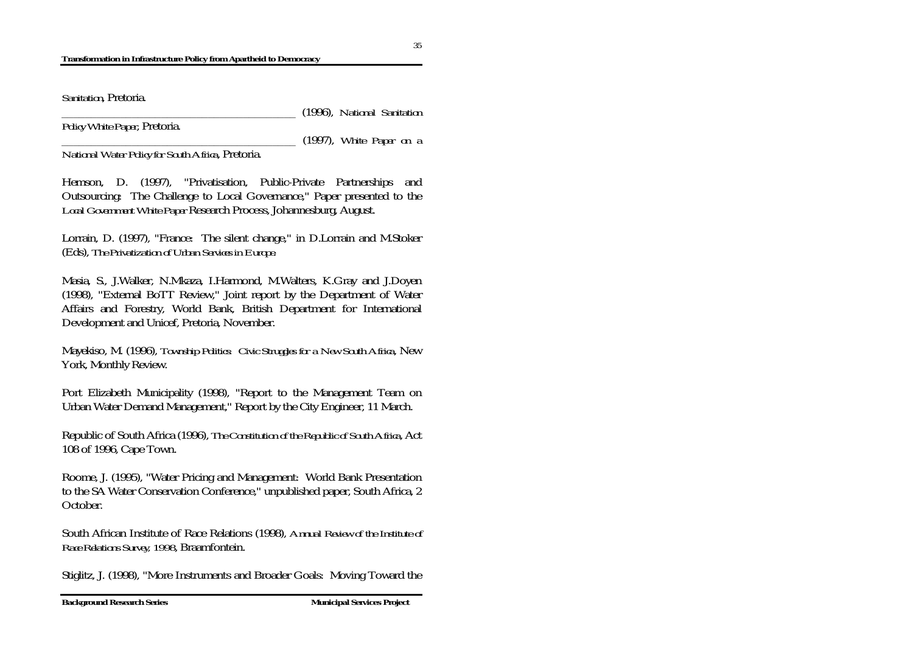*Sanitation*, Pretoria.

\_\_\_\_\_\_\_\_\_\_\_\_\_\_\_\_\_\_\_\_\_\_\_\_\_\_\_\_\_\_\_\_\_\_\_\_\_\_\_\_ (1996), *National Sanitation Policy White Paper*, Pretoria.

\_\_\_\_\_\_\_\_\_\_\_\_\_\_\_\_\_\_\_\_\_\_\_\_\_\_\_\_\_\_\_\_\_\_\_\_\_\_\_\_ (1997), *White Paper on a National Water Policy for South Africa*, Pretoria.

Hemson, D. (1997), "Privatisation, Public-Private Partnerships and Outsourcing: The Challenge to Local Governance," Paper presented to the *Local Government White Paper* Research Process, Johannesburg, August.

Lorrain, D. (1997), "France: The silent change," in D.Lorrain and M.Stoker (Eds), *The Privatization of Urban Services in Europe*.

Masia, S., J.Walker, N.Mkaza, I.Harmond, M.Walters, K.Gray and J.Doyen (1998), "External BoTT Review," Joint report by the Department of Water Affairs and Forestry, World Bank, British Department for International Development and Unicef, Pretoria, November.

Mayekiso, M. (1996), *Township Politics: Civic Struggles for a New South Africa*, New York, Monthly Review.

Port Elizabeth Municipality (1998), "Report to the Management Team on Urban Water Demand Management," Report by the City Engineer, 11 March.

Republic of South Africa (1996), *The Constitution of the Republic of South Africa*, Act 108 of 1996, Cape Town.

Roome, J. (1995), "Water Pricing and Management: World Bank Presentation to the SA Water Conservation Conference," unpublished paper, South Africa, 2 October.

South African Institute of Race Relations (1998), *Annual Review of the Institute of Race Relations Survey, 1998*, Braamfontein.

Stiglitz, J. (1998), "More Instruments and Broader Goals: Moving Toward the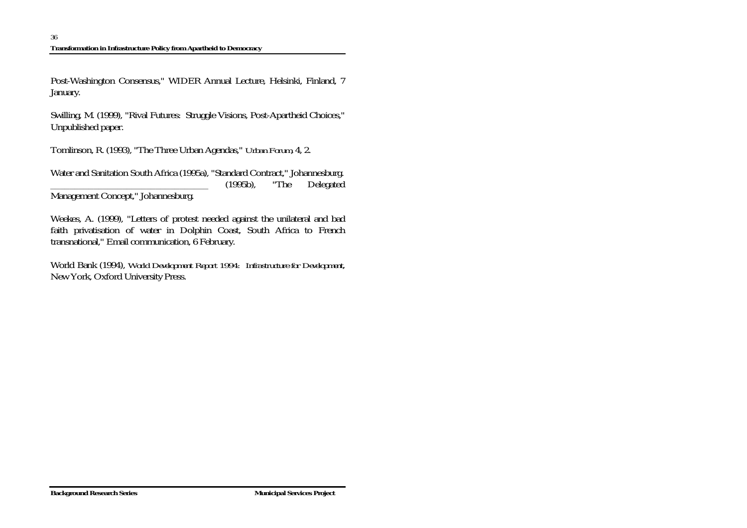Post-Washington Consensus," WIDER Annual Lecture, Helsinki, Finland, 7 January.

Swilling, M. (1999), "Rival Futures: Struggle Visions, Post-Apartheid Choices," Unpublished paper.

Tomlinson, R. (1993), "The Three Urban Agendas," *Urban Forum*, 4, 2.

Water and Sanitation South Africa (1995a), "Standard Contract," Johannesburg.
______________________________ (1995b), "The Delegated Management Concept," Johannesburg.

Weekes, A. (1999), "Letters of protest needed against the unilateral and bad faith privatisation of water in Dolphin Coast, South Africa to French transnational," Email communication, 6 February.

World Bank (1994), *World Development Report 1994: Infrastructure for Development*, New York, Oxford University Press.